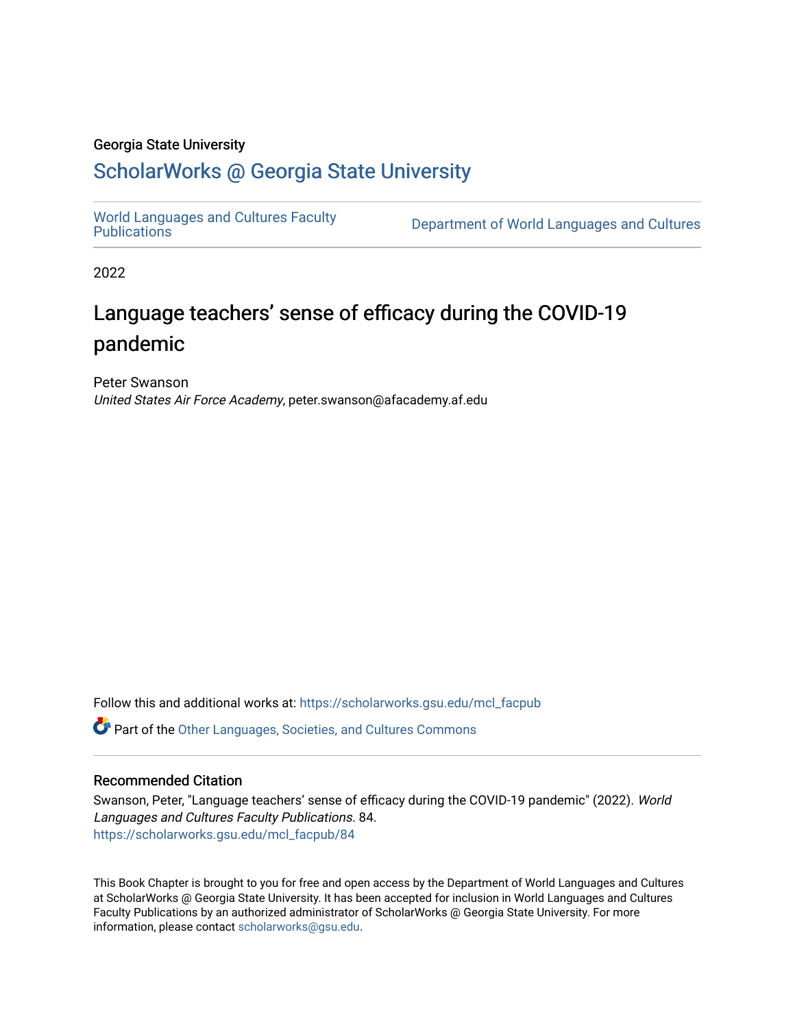Georgia State University

## ScholarWorks @ Georgia State University

World Languages and Cultures Faculty Publications

Department of World Languages and Cultures

2022

# Language teachers' sense of efficacy during the COVID-19 pandemic

Peter Swanson
*United States Air Force Academy*, peter.swanson@afacademy.af.edu

Follow this and additional works at: https://scholarworks.gsu.edu/mcl_facpub

Part of the Other Languages, Societies, and Cultures Commons

### Recommended Citation

Swanson, Peter, "Language teachers' sense of efficacy during the COVID-19 pandemic" (2022). *World Languages and Cultures Faculty Publications*. 84.
https://scholarworks.gsu.edu/mcl_facpub/84

This Book Chapter is brought to you for free and open access by the Department of World Languages and Cultures at ScholarWorks @ Georgia State University. It has been accepted for inclusion in World Languages and Cultures Faculty Publications by an authorized administrator of ScholarWorks @ Georgia State University. For more information, please contact scholarworks@gsu.edu.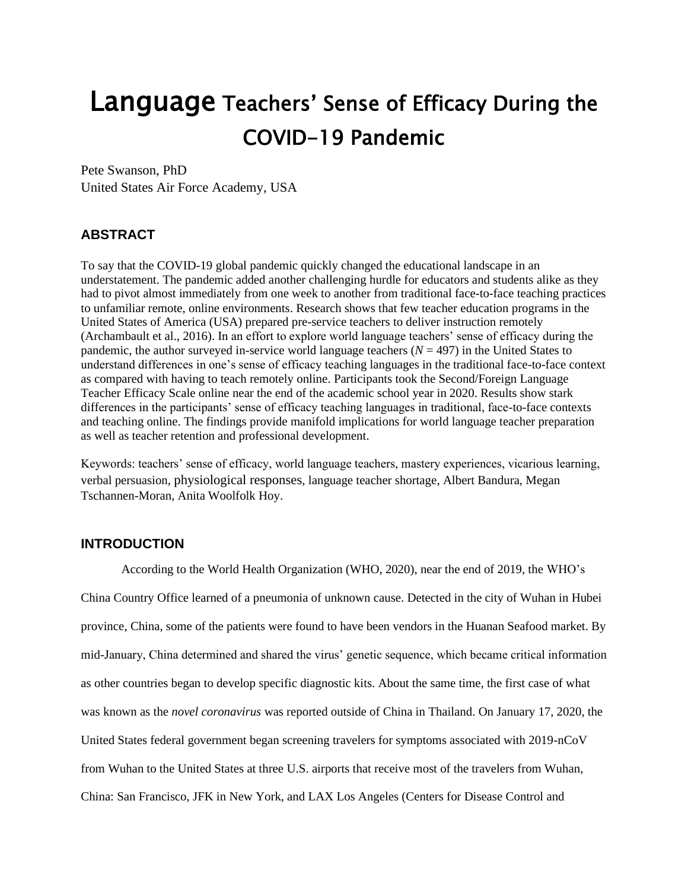# Language Teachers' Sense of Efficacy During the COVID-19 Pandemic

Pete Swanson, PhD
United States Air Force Academy, USA

## ABSTRACT

To say that the COVID-19 global pandemic quickly changed the educational landscape in an understatement. The pandemic added another challenging hurdle for educators and students alike as they had to pivot almost immediately from one week to another from traditional face-to-face teaching practices to unfamiliar remote, online environments. Research shows that few teacher education programs in the United States of America (USA) prepared pre-service teachers to deliver instruction remotely (Archambault et al., 2016). In an effort to explore world language teachers' sense of efficacy during the pandemic, the author surveyed in-service world language teachers ($N = 497$) in the United States to understand differences in one's sense of efficacy teaching languages in the traditional face-to-face context as compared with having to teach remotely online. Participants took the Second/Foreign Language Teacher Efficacy Scale online near the end of the academic school year in 2020. Results show stark differences in the participants' sense of efficacy teaching languages in traditional, face-to-face contexts and teaching online. The findings provide manifold implications for world language teacher preparation as well as teacher retention and professional development.

Keywords: teachers' sense of efficacy, world language teachers, mastery experiences, vicarious learning, verbal persuasion, physiological responses, language teacher shortage, Albert Bandura, Megan Tschannen-Moran, Anita Woolfolk Hoy.

## INTRODUCTION

According to the World Health Organization (WHO, 2020), near the end of 2019, the WHO's China Country Office learned of a pneumonia of unknown cause. Detected in the city of Wuhan in Hubei province, China, some of the patients were found to have been vendors in the Huanan Seafood market. By mid-January, China determined and shared the virus' genetic sequence, which became critical information as other countries began to develop specific diagnostic kits. About the same time, the first case of what was known as the *novel coronavirus* was reported outside of China in Thailand. On January 17, 2020, the United States federal government began screening travelers for symptoms associated with 2019-nCoV from Wuhan to the United States at three U.S. airports that receive most of the travelers from Wuhan, China: San Francisco, JFK in New York, and LAX Los Angeles (Centers for Disease Control and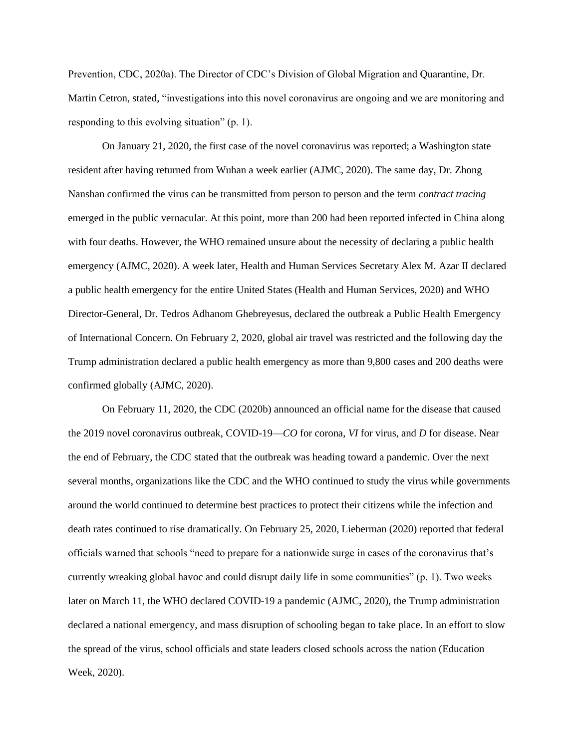Prevention, CDC, 2020a). The Director of CDC's Division of Global Migration and Quarantine, Dr. Martin Cetron, stated, "investigations into this novel coronavirus are ongoing and we are monitoring and responding to this evolving situation" (p. 1).

On January 21, 2020, the first case of the novel coronavirus was reported; a Washington state resident after having returned from Wuhan a week earlier (AJMC, 2020). The same day, Dr. Zhong Nanshan confirmed the virus can be transmitted from person to person and the term *contract tracing* emerged in the public vernacular. At this point, more than 200 had been reported infected in China along with four deaths. However, the WHO remained unsure about the necessity of declaring a public health emergency (AJMC, 2020). A week later, Health and Human Services Secretary Alex M. Azar II declared a public health emergency for the entire United States (Health and Human Services, 2020) and WHO Director-General, Dr. Tedros Adhanom Ghebreyesus, declared the outbreak a Public Health Emergency of International Concern. On February 2, 2020, global air travel was restricted and the following day the Trump administration declared a public health emergency as more than 9,800 cases and 200 deaths were confirmed globally (AJMC, 2020).

On February 11, 2020, the CDC (2020b) announced an official name for the disease that caused the 2019 novel coronavirus outbreak, COVID-19—*CO* for corona, *VI* for virus, and *D* for disease. Near the end of February, the CDC stated that the outbreak was heading toward a pandemic. Over the next several months, organizations like the CDC and the WHO continued to study the virus while governments around the world continued to determine best practices to protect their citizens while the infection and death rates continued to rise dramatically. On February 25, 2020, Lieberman (2020) reported that federal officials warned that schools "need to prepare for a nationwide surge in cases of the coronavirus that's currently wreaking global havoc and could disrupt daily life in some communities" (p. 1). Two weeks later on March 11, the WHO declared COVID-19 a pandemic (AJMC, 2020), the Trump administration declared a national emergency, and mass disruption of schooling began to take place. In an effort to slow the spread of the virus, school officials and state leaders closed schools across the nation (Education Week, 2020).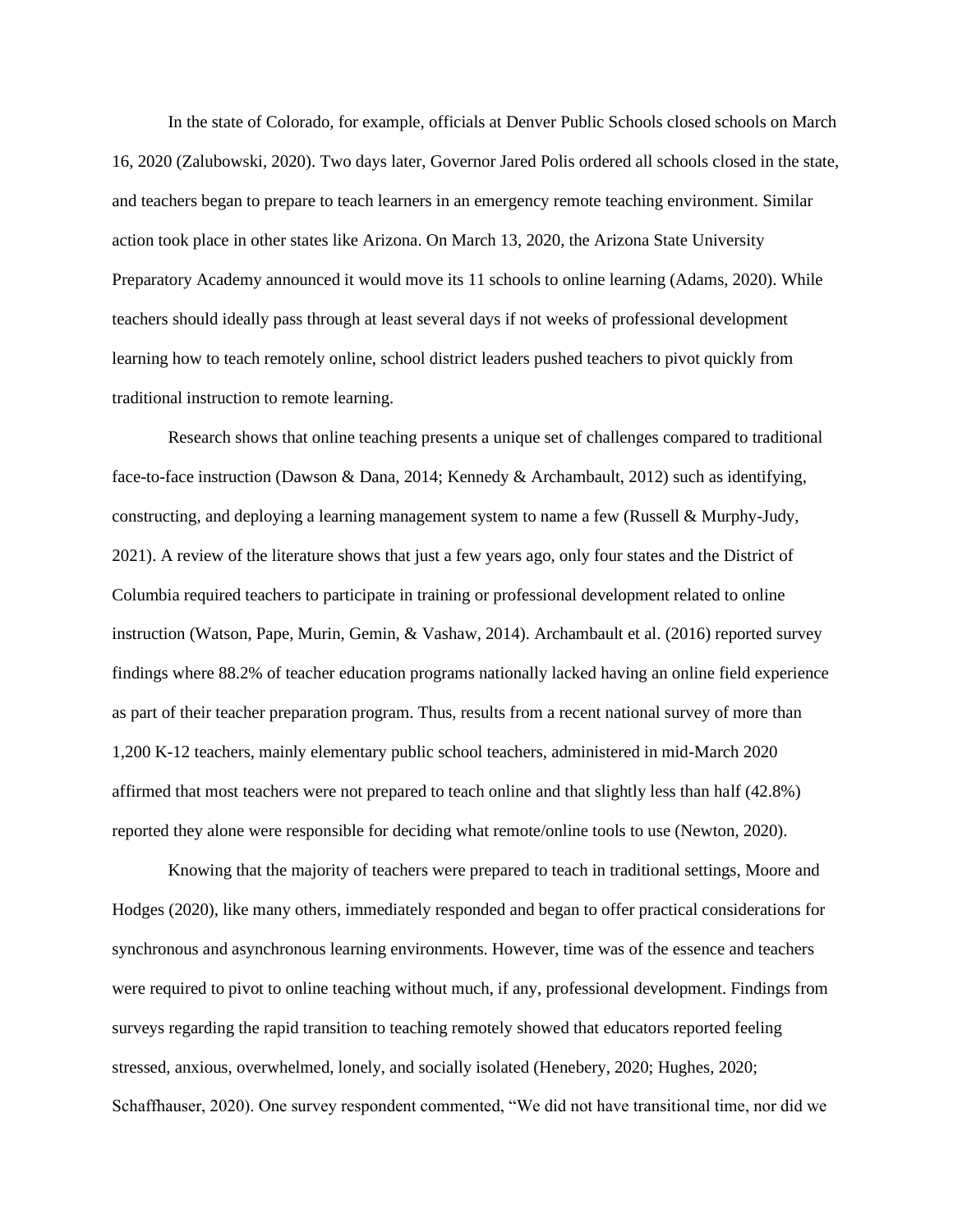In the state of Colorado, for example, officials at Denver Public Schools closed schools on March 16, 2020 (Zalubowski, 2020). Two days later, Governor Jared Polis ordered all schools closed in the state, and teachers began to prepare to teach learners in an emergency remote teaching environment. Similar action took place in other states like Arizona. On March 13, 2020, the Arizona State University Preparatory Academy announced it would move its 11 schools to online learning (Adams, 2020). While teachers should ideally pass through at least several days if not weeks of professional development learning how to teach remotely online, school district leaders pushed teachers to pivot quickly from traditional instruction to remote learning.

Research shows that online teaching presents a unique set of challenges compared to traditional face-to-face instruction (Dawson & Dana, 2014; Kennedy & Archambault, 2012) such as identifying, constructing, and deploying a learning management system to name a few (Russell & Murphy-Judy, 2021). A review of the literature shows that just a few years ago, only four states and the District of Columbia required teachers to participate in training or professional development related to online instruction (Watson, Pape, Murin, Gemin, & Vashaw, 2014). Archambault et al. (2016) reported survey findings where 88.2% of teacher education programs nationally lacked having an online field experience as part of their teacher preparation program. Thus, results from a recent national survey of more than 1,200 K-12 teachers, mainly elementary public school teachers, administered in mid-March 2020 affirmed that most teachers were not prepared to teach online and that slightly less than half (42.8%) reported they alone were responsible for deciding what remote/online tools to use (Newton, 2020).

Knowing that the majority of teachers were prepared to teach in traditional settings, Moore and Hodges (2020), like many others, immediately responded and began to offer practical considerations for synchronous and asynchronous learning environments. However, time was of the essence and teachers were required to pivot to online teaching without much, if any, professional development. Findings from surveys regarding the rapid transition to teaching remotely showed that educators reported feeling stressed, anxious, overwhelmed, lonely, and socially isolated (Henebery, 2020; Hughes, 2020; Schaffhauser, 2020). One survey respondent commented, "We did not have transitional time, nor did we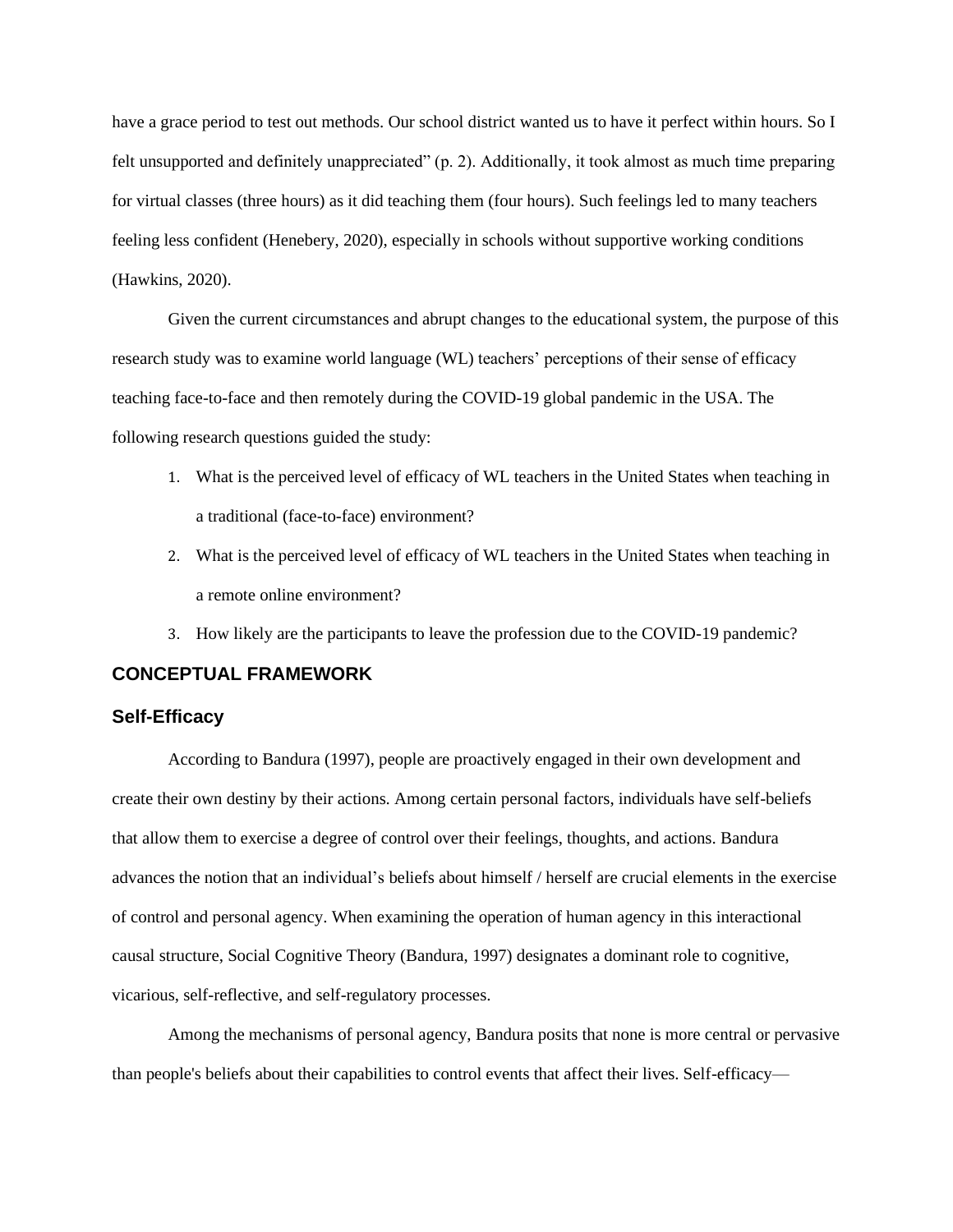have a grace period to test out methods. Our school district wanted us to have it perfect within hours. So I felt unsupported and definitely unappreciated" (p. 2). Additionally, it took almost as much time preparing for virtual classes (three hours) as it did teaching them (four hours). Such feelings led to many teachers feeling less confident (Henebery, 2020), especially in schools without supportive working conditions (Hawkins, 2020).

Given the current circumstances and abrupt changes to the educational system, the purpose of this research study was to examine world language (WL) teachers' perceptions of their sense of efficacy teaching face-to-face and then remotely during the COVID-19 global pandemic in the USA. The following research questions guided the study:

1. What is the perceived level of efficacy of WL teachers in the United States when teaching in a traditional (face-to-face) environment?
2. What is the perceived level of efficacy of WL teachers in the United States when teaching in a remote online environment?
3. How likely are the participants to leave the profession due to the COVID-19 pandemic?

## CONCEPTUAL FRAMEWORK

### Self-Efficacy

According to Bandura (1997), people are proactively engaged in their own development and create their own destiny by their actions. Among certain personal factors, individuals have self-beliefs that allow them to exercise a degree of control over their feelings, thoughts, and actions. Bandura advances the notion that an individual's beliefs about himself / herself are crucial elements in the exercise of control and personal agency. When examining the operation of human agency in this interactional causal structure, Social Cognitive Theory (Bandura, 1997) designates a dominant role to cognitive, vicarious, self-reflective, and self-regulatory processes.

Among the mechanisms of personal agency, Bandura posits that none is more central or pervasive than people's beliefs about their capabilities to control events that affect their lives. Self-efficacy—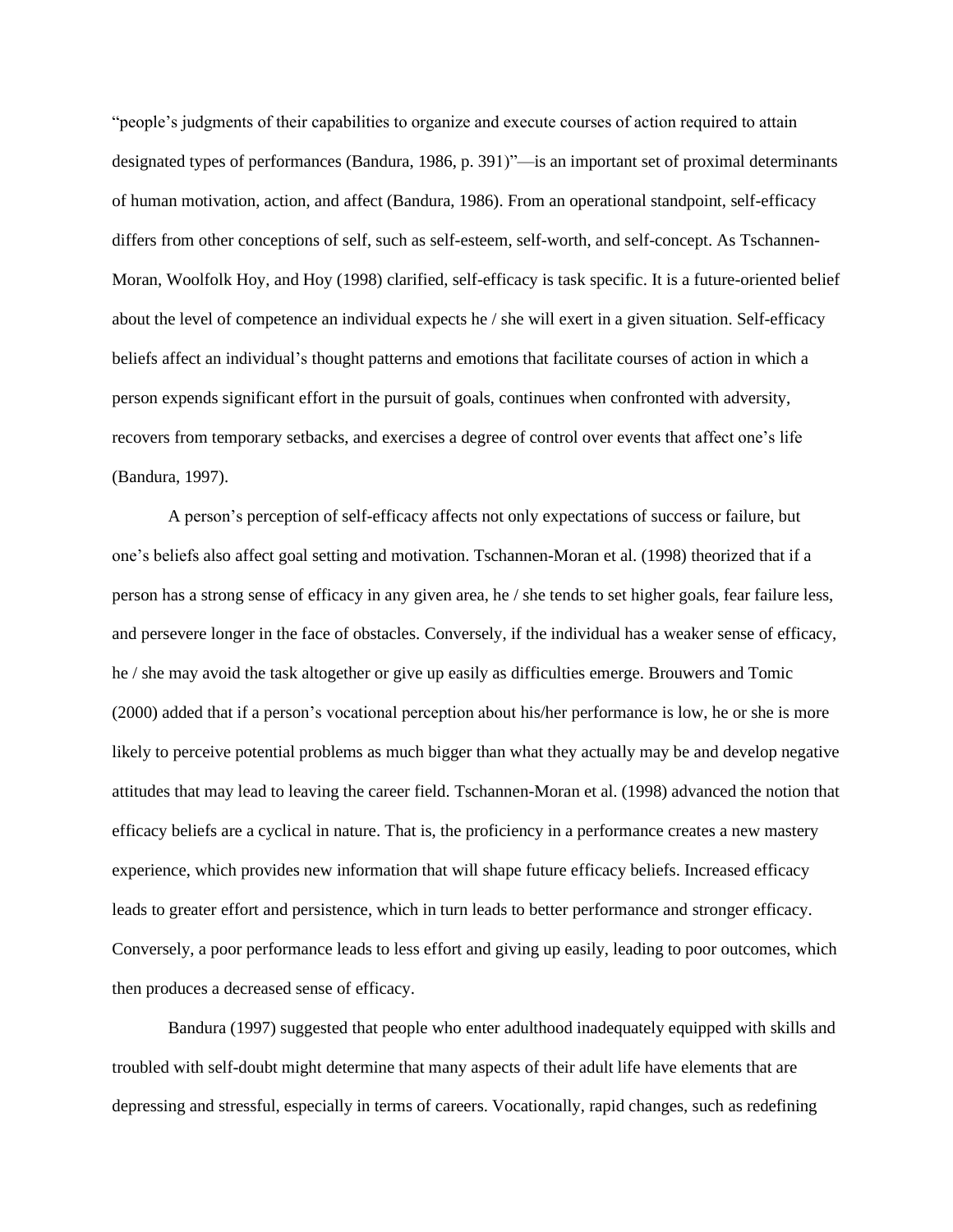"people's judgments of their capabilities to organize and execute courses of action required to attain designated types of performances (Bandura, 1986, p. 391)"—is an important set of proximal determinants of human motivation, action, and affect (Bandura, 1986). From an operational standpoint, self-efficacy differs from other conceptions of self, such as self-esteem, self-worth, and self-concept. As Tschannen-Moran, Woolfolk Hoy, and Hoy (1998) clarified, self-efficacy is task specific. It is a future-oriented belief about the level of competence an individual expects he / she will exert in a given situation. Self-efficacy beliefs affect an individual's thought patterns and emotions that facilitate courses of action in which a person expends significant effort in the pursuit of goals, continues when confronted with adversity, recovers from temporary setbacks, and exercises a degree of control over events that affect one's life (Bandura, 1997).

A person's perception of self-efficacy affects not only expectations of success or failure, but one's beliefs also affect goal setting and motivation. Tschannen-Moran et al. (1998) theorized that if a person has a strong sense of efficacy in any given area, he / she tends to set higher goals, fear failure less, and persevere longer in the face of obstacles. Conversely, if the individual has a weaker sense of efficacy, he / she may avoid the task altogether or give up easily as difficulties emerge. Brouwers and Tomic (2000) added that if a person's vocational perception about his/her performance is low, he or she is more likely to perceive potential problems as much bigger than what they actually may be and develop negative attitudes that may lead to leaving the career field. Tschannen-Moran et al. (1998) advanced the notion that efficacy beliefs are a cyclical in nature. That is, the proficiency in a performance creates a new mastery experience, which provides new information that will shape future efficacy beliefs. Increased efficacy leads to greater effort and persistence, which in turn leads to better performance and stronger efficacy. Conversely, a poor performance leads to less effort and giving up easily, leading to poor outcomes, which then produces a decreased sense of efficacy.

Bandura (1997) suggested that people who enter adulthood inadequately equipped with skills and troubled with self-doubt might determine that many aspects of their adult life have elements that are depressing and stressful, especially in terms of careers. Vocationally, rapid changes, such as redefining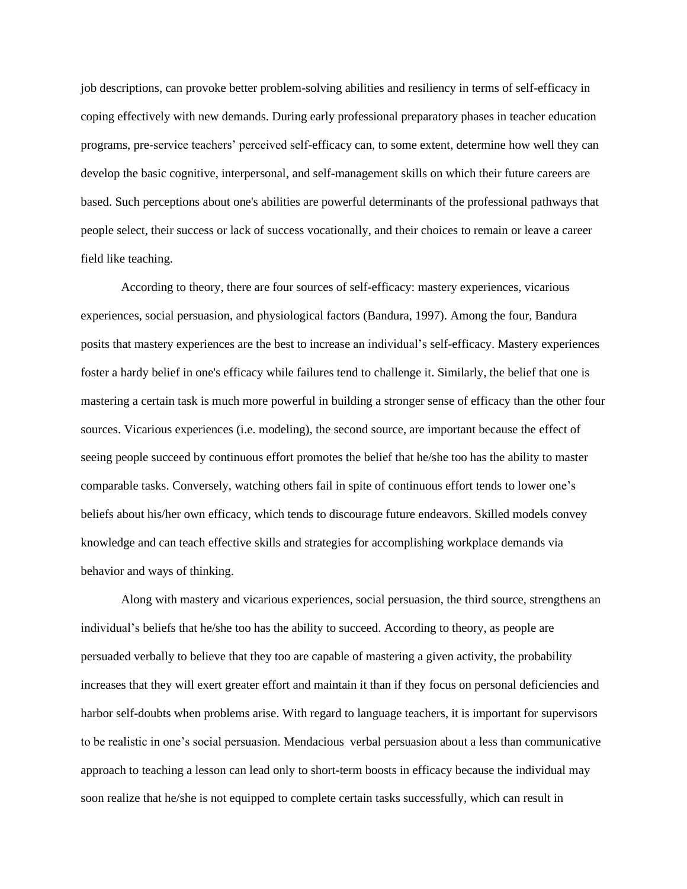job descriptions, can provoke better problem-solving abilities and resiliency in terms of self-efficacy in coping effectively with new demands. During early professional preparatory phases in teacher education programs, pre-service teachers' perceived self-efficacy can, to some extent, determine how well they can develop the basic cognitive, interpersonal, and self-management skills on which their future careers are based. Such perceptions about one's abilities are powerful determinants of the professional pathways that people select, their success or lack of success vocationally, and their choices to remain or leave a career field like teaching.

According to theory, there are four sources of self-efficacy: mastery experiences, vicarious experiences, social persuasion, and physiological factors (Bandura, 1997). Among the four, Bandura posits that mastery experiences are the best to increase an individual's self-efficacy. Mastery experiences foster a hardy belief in one's efficacy while failures tend to challenge it. Similarly, the belief that one is mastering a certain task is much more powerful in building a stronger sense of efficacy than the other four sources. Vicarious experiences (i.e. modeling), the second source, are important because the effect of seeing people succeed by continuous effort promotes the belief that he/she too has the ability to master comparable tasks. Conversely, watching others fail in spite of continuous effort tends to lower one's beliefs about his/her own efficacy, which tends to discourage future endeavors. Skilled models convey knowledge and can teach effective skills and strategies for accomplishing workplace demands via behavior and ways of thinking.

Along with mastery and vicarious experiences, social persuasion, the third source, strengthens an individual's beliefs that he/she too has the ability to succeed. According to theory, as people are persuaded verbally to believe that they too are capable of mastering a given activity, the probability increases that they will exert greater effort and maintain it than if they focus on personal deficiencies and harbor self-doubts when problems arise. With regard to language teachers, it is important for supervisors to be realistic in one's social persuasion. Mendacious verbal persuasion about a less than communicative approach to teaching a lesson can lead only to short-term boosts in efficacy because the individual may soon realize that he/she is not equipped to complete certain tasks successfully, which can result in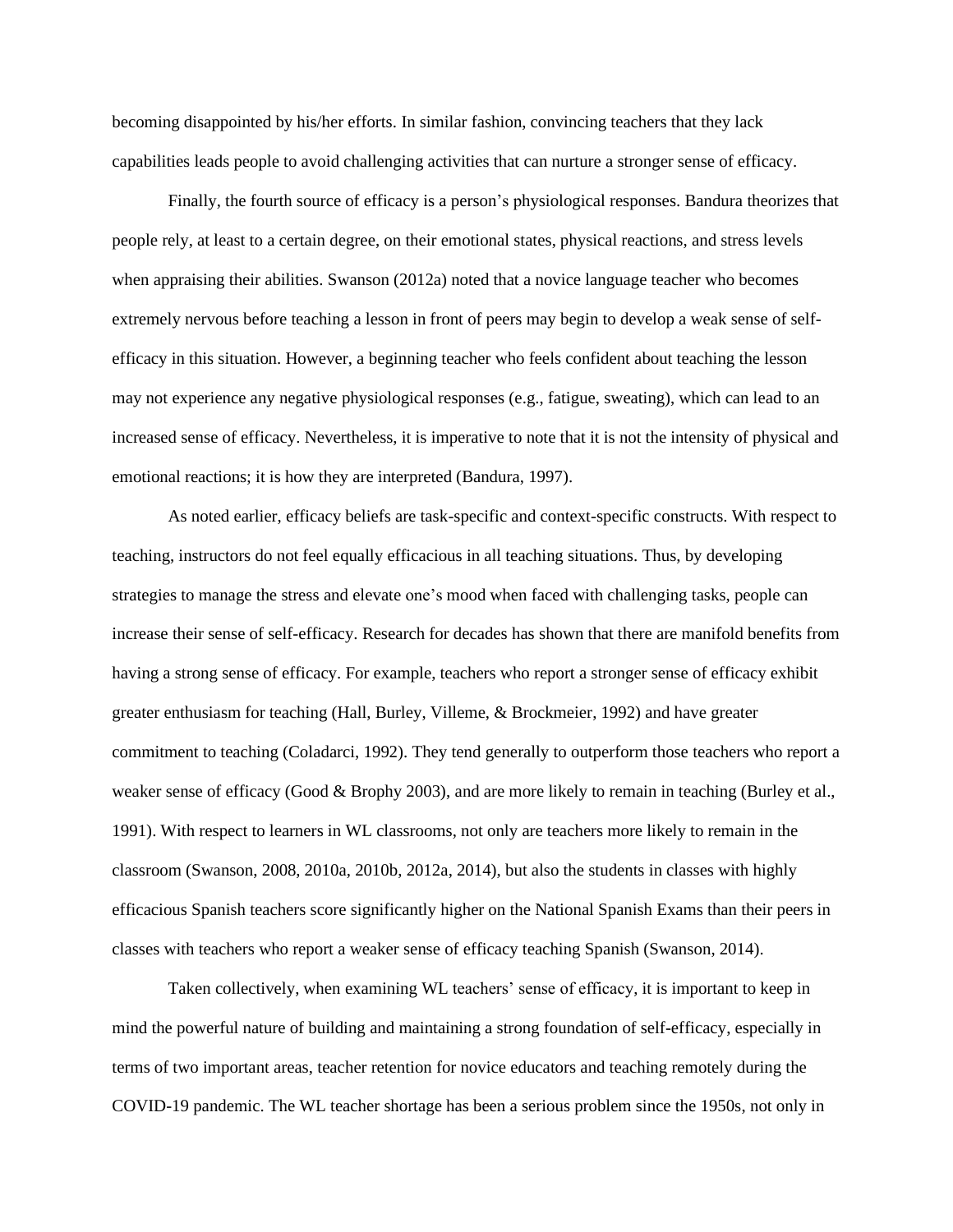becoming disappointed by his/her efforts. In similar fashion, convincing teachers that they lack capabilities leads people to avoid challenging activities that can nurture a stronger sense of efficacy.

Finally, the fourth source of efficacy is a person's physiological responses. Bandura theorizes that people rely, at least to a certain degree, on their emotional states, physical reactions, and stress levels when appraising their abilities. Swanson (2012a) noted that a novice language teacher who becomes extremely nervous before teaching a lesson in front of peers may begin to develop a weak sense of self-efficacy in this situation. However, a beginning teacher who feels confident about teaching the lesson may not experience any negative physiological responses (e.g., fatigue, sweating), which can lead to an increased sense of efficacy. Nevertheless, it is imperative to note that it is not the intensity of physical and emotional reactions; it is how they are interpreted (Bandura, 1997).

As noted earlier, efficacy beliefs are task-specific and context-specific constructs. With respect to teaching, instructors do not feel equally efficacious in all teaching situations. Thus, by developing strategies to manage the stress and elevate one's mood when faced with challenging tasks, people can increase their sense of self-efficacy. Research for decades has shown that there are manifold benefits from having a strong sense of efficacy. For example, teachers who report a stronger sense of efficacy exhibit greater enthusiasm for teaching (Hall, Burley, Villeme, & Brockmeier, 1992) and have greater commitment to teaching (Coladarci, 1992). They tend generally to outperform those teachers who report a weaker sense of efficacy (Good & Brophy 2003), and are more likely to remain in teaching (Burley et al., 1991). With respect to learners in WL classrooms, not only are teachers more likely to remain in the classroom (Swanson, 2008, 2010a, 2010b, 2012a, 2014), but also the students in classes with highly efficacious Spanish teachers score significantly higher on the National Spanish Exams than their peers in classes with teachers who report a weaker sense of efficacy teaching Spanish (Swanson, 2014).

Taken collectively, when examining WL teachers' sense of efficacy, it is important to keep in mind the powerful nature of building and maintaining a strong foundation of self-efficacy, especially in terms of two important areas, teacher retention for novice educators and teaching remotely during the COVID-19 pandemic. The WL teacher shortage has been a serious problem since the 1950s, not only in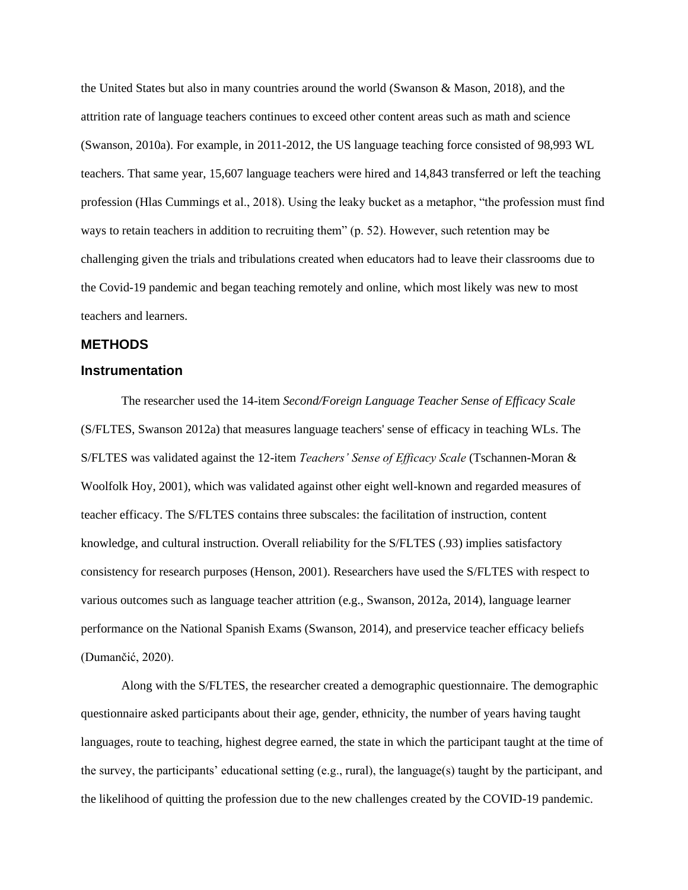the United States but also in many countries around the world (Swanson & Mason, 2018), and the attrition rate of language teachers continues to exceed other content areas such as math and science (Swanson, 2010a). For example, in 2011-2012, the US language teaching force consisted of 98,993 WL teachers. That same year, 15,607 language teachers were hired and 14,843 transferred or left the teaching profession (Hlas Cummings et al., 2018). Using the leaky bucket as a metaphor, "the profession must find ways to retain teachers in addition to recruiting them" (p. 52). However, such retention may be challenging given the trials and tribulations created when educators had to leave their classrooms due to the Covid-19 pandemic and began teaching remotely and online, which most likely was new to most teachers and learners.

## METHODS

### Instrumentation

The researcher used the 14-item *Second/Foreign Language Teacher Sense of Efficacy Scale* (S/FLTES, Swanson 2012a) that measures language teachers' sense of efficacy in teaching WLs. The S/FLTES was validated against the 12-item *Teachers' Sense of Efficacy Scale* (Tschannen-Moran & Woolfolk Hoy, 2001), which was validated against other eight well-known and regarded measures of teacher efficacy. The S/FLTES contains three subscales: the facilitation of instruction, content knowledge, and cultural instruction. Overall reliability for the S/FLTES (.93) implies satisfactory consistency for research purposes (Henson, 2001). Researchers have used the S/FLTES with respect to various outcomes such as language teacher attrition (e.g., Swanson, 2012a, 2014), language learner performance on the National Spanish Exams (Swanson, 2014), and preservice teacher efficacy beliefs (Dumančić, 2020).

Along with the S/FLTES, the researcher created a demographic questionnaire. The demographic questionnaire asked participants about their age, gender, ethnicity, the number of years having taught languages, route to teaching, highest degree earned, the state in which the participant taught at the time of the survey, the participants' educational setting (e.g., rural), the language(s) taught by the participant, and the likelihood of quitting the profession due to the new challenges created by the COVID-19 pandemic.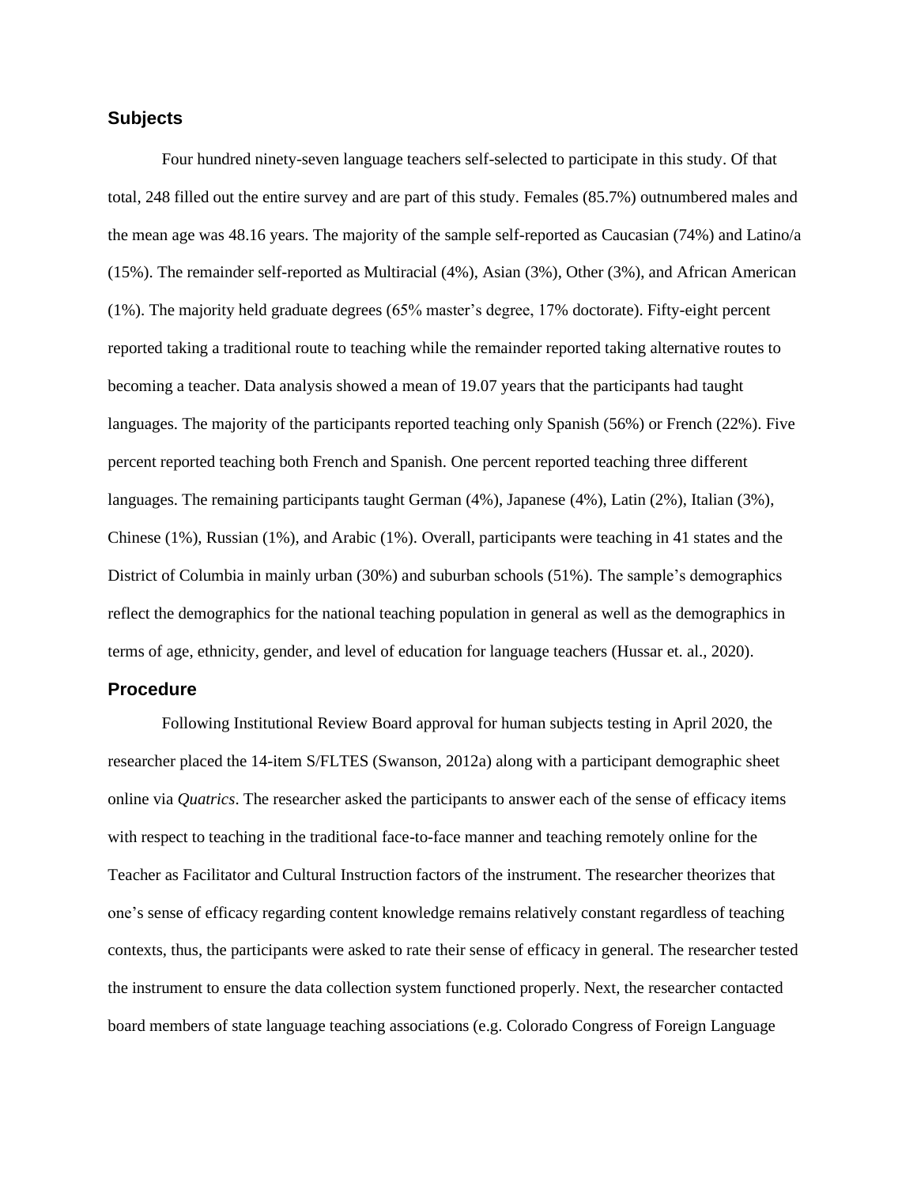## Subjects

Four hundred ninety-seven language teachers self-selected to participate in this study. Of that total, 248 filled out the entire survey and are part of this study. Females (85.7%) outnumbered males and the mean age was 48.16 years. The majority of the sample self-reported as Caucasian (74%) and Latino/a (15%). The remainder self-reported as Multiracial (4%), Asian (3%), Other (3%), and African American (1%). The majority held graduate degrees (65% master's degree, 17% doctorate). Fifty-eight percent reported taking a traditional route to teaching while the remainder reported taking alternative routes to becoming a teacher. Data analysis showed a mean of 19.07 years that the participants had taught languages. The majority of the participants reported teaching only Spanish (56%) or French (22%). Five percent reported teaching both French and Spanish. One percent reported teaching three different languages. The remaining participants taught German (4%), Japanese (4%), Latin (2%), Italian (3%), Chinese (1%), Russian (1%), and Arabic (1%). Overall, participants were teaching in 41 states and the District of Columbia in mainly urban (30%) and suburban schools (51%). The sample's demographics reflect the demographics for the national teaching population in general as well as the demographics in terms of age, ethnicity, gender, and level of education for language teachers (Hussar et. al., 2020).

## Procedure

Following Institutional Review Board approval for human subjects testing in April 2020, the researcher placed the 14-item S/FLTES (Swanson, 2012a) along with a participant demographic sheet online via *Quatrics*. The researcher asked the participants to answer each of the sense of efficacy items with respect to teaching in the traditional face-to-face manner and teaching remotely online for the Teacher as Facilitator and Cultural Instruction factors of the instrument. The researcher theorizes that one's sense of efficacy regarding content knowledge remains relatively constant regardless of teaching contexts, thus, the participants were asked to rate their sense of efficacy in general. The researcher tested the instrument to ensure the data collection system functioned properly. Next, the researcher contacted board members of state language teaching associations (e.g. Colorado Congress of Foreign Language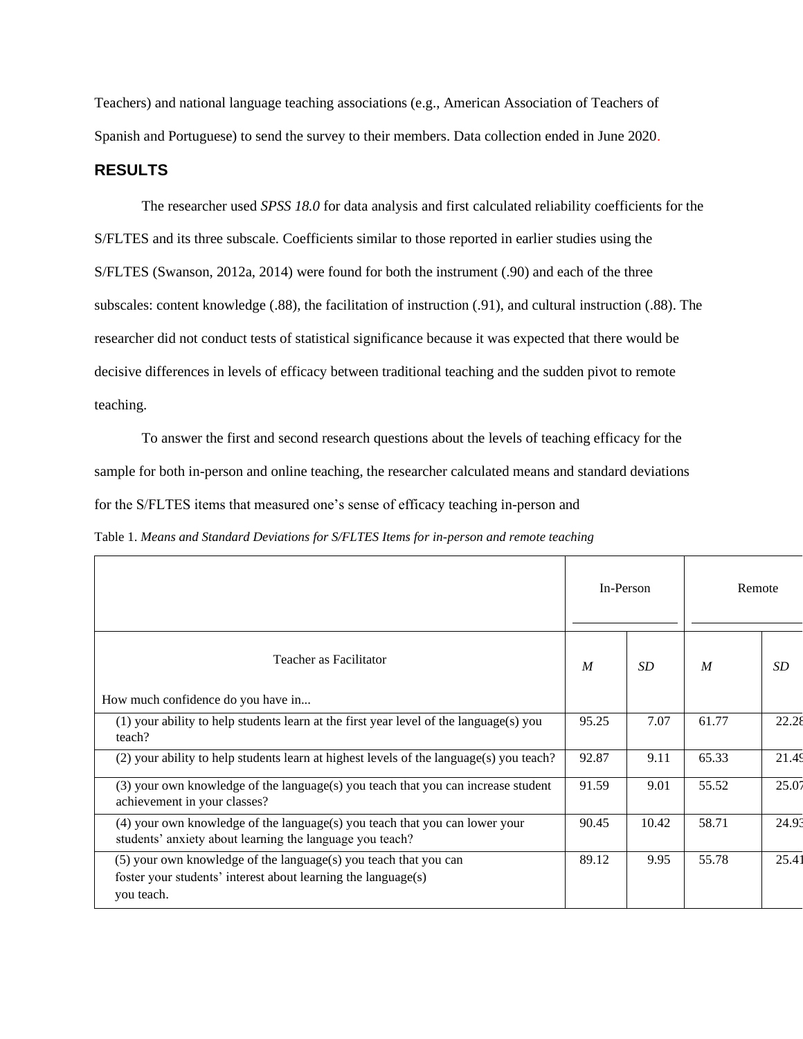Teachers) and national language teaching associations (e.g., American Association of Teachers of Spanish and Portuguese) to send the survey to their members. Data collection ended in June 2020.

## RESULTS

The researcher used *SPSS 18.0* for data analysis and first calculated reliability coefficients for the S/FLTES and its three subscale. Coefficients similar to those reported in earlier studies using the S/FLTES (Swanson, 2012a, 2014) were found for both the instrument (.90) and each of the three subscales: content knowledge (.88), the facilitation of instruction (.91), and cultural instruction (.88). The researcher did not conduct tests of statistical significance because it was expected that there would be decisive differences in levels of efficacy between traditional teaching and the sudden pivot to remote teaching.

To answer the first and second research questions about the levels of teaching efficacy for the sample for both in-person and online teaching, the researcher calculated means and standard deviations for the S/FLTES items that measured one's sense of efficacy teaching in-person and

Table 1. *Means and Standard Deviations for S/FLTES Items for in-person and remote teaching*

| | In-Person | | Remote | |
|---|---|---|---|---|
| Teacher as Facilitator<br><br>How much confidence do you have in... | *M* | *SD* | *M* | *SD* |
| (1) your ability to help students learn at the first year level of the language(s) you teach? | 95.25 | 7.07 | 61.77 | 22.28 |
| (2) your ability to help students learn at highest levels of the language(s) you teach? | 92.87 | 9.11 | 65.33 | 21.49 |
| (3) your own knowledge of the language(s) you teach that you can increase student achievement in your classes? | 91.59 | 9.01 | 55.52 | 25.07 |
| (4) your own knowledge of the language(s) you teach that you can lower your students' anxiety about learning the language you teach? | 90.45 | 10.42 | 58.71 | 24.93 |
| (5) your own knowledge of the language(s) you teach that you can foster your students' interest about learning the language(s) you teach. | 89.12 | 9.95 | 55.78 | 25.41 |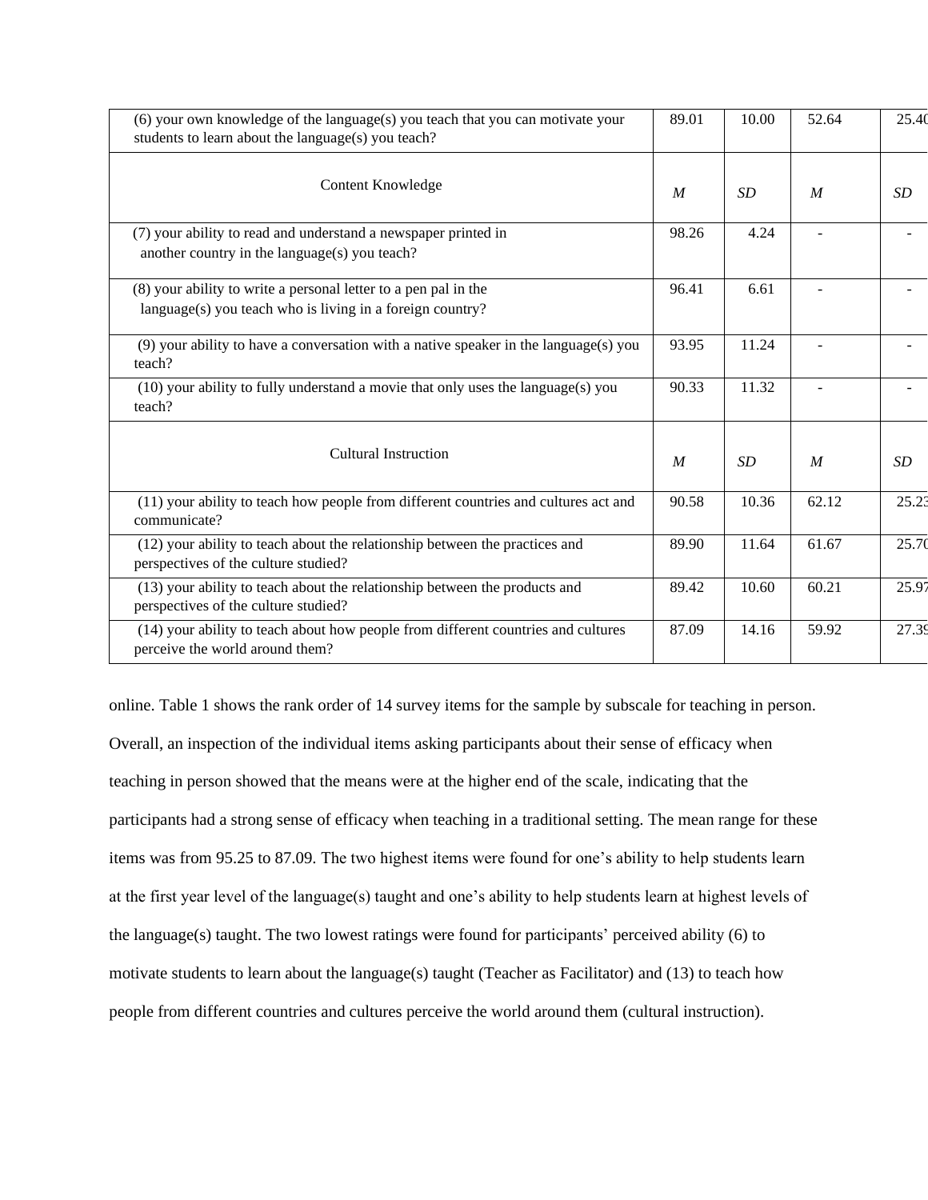| (6) your own knowledge of the language(s) you teach that you can motivate your students to learn about the language(s) you teach? | 89.01 | 10.00 | 52.64 | 25.40 |
|---|---|---|---|---|
| Content Knowledge | *M* | *SD* | *M* | *SD* |
| (7) your ability to read and understand a newspaper printed in another country in the language(s) you teach? | 98.26 | 4.24 | - | - |
| (8) your ability to write a personal letter to a pen pal in the language(s) you teach who is living in a foreign country? | 96.41 | 6.61 | - | - |
| (9) your ability to have a conversation with a native speaker in the language(s) you teach? | 93.95 | 11.24 | - | - |
| (10) your ability to fully understand a movie that only uses the language(s) you teach? | 90.33 | 11.32 | - | - |
| Cultural Instruction | *M* | *SD* | *M* | *SD* |
| (11) your ability to teach how people from different countries and cultures act and communicate? | 90.58 | 10.36 | 62.12 | 25.23 |
| (12) your ability to teach about the relationship between the practices and perspectives of the culture studied? | 89.90 | 11.64 | 61.67 | 25.70 |
| (13) your ability to teach about the relationship between the products and perspectives of the culture studied? | 89.42 | 10.60 | 60.21 | 25.97 |
| (14) your ability to teach about how people from different countries and cultures perceive the world around them? | 87.09 | 14.16 | 59.92 | 27.39 |

online. Table 1 shows the rank order of 14 survey items for the sample by subscale for teaching in person. Overall, an inspection of the individual items asking participants about their sense of efficacy when teaching in person showed that the means were at the higher end of the scale, indicating that the participants had a strong sense of efficacy when teaching in a traditional setting. The mean range for these items was from 95.25 to 87.09. The two highest items were found for one's ability to help students learn at the first year level of the language(s) taught and one's ability to help students learn at highest levels of the language(s) taught. The two lowest ratings were found for participants' perceived ability (6) to motivate students to learn about the language(s) taught (Teacher as Facilitator) and (13) to teach how people from different countries and cultures perceive the world around them (cultural instruction).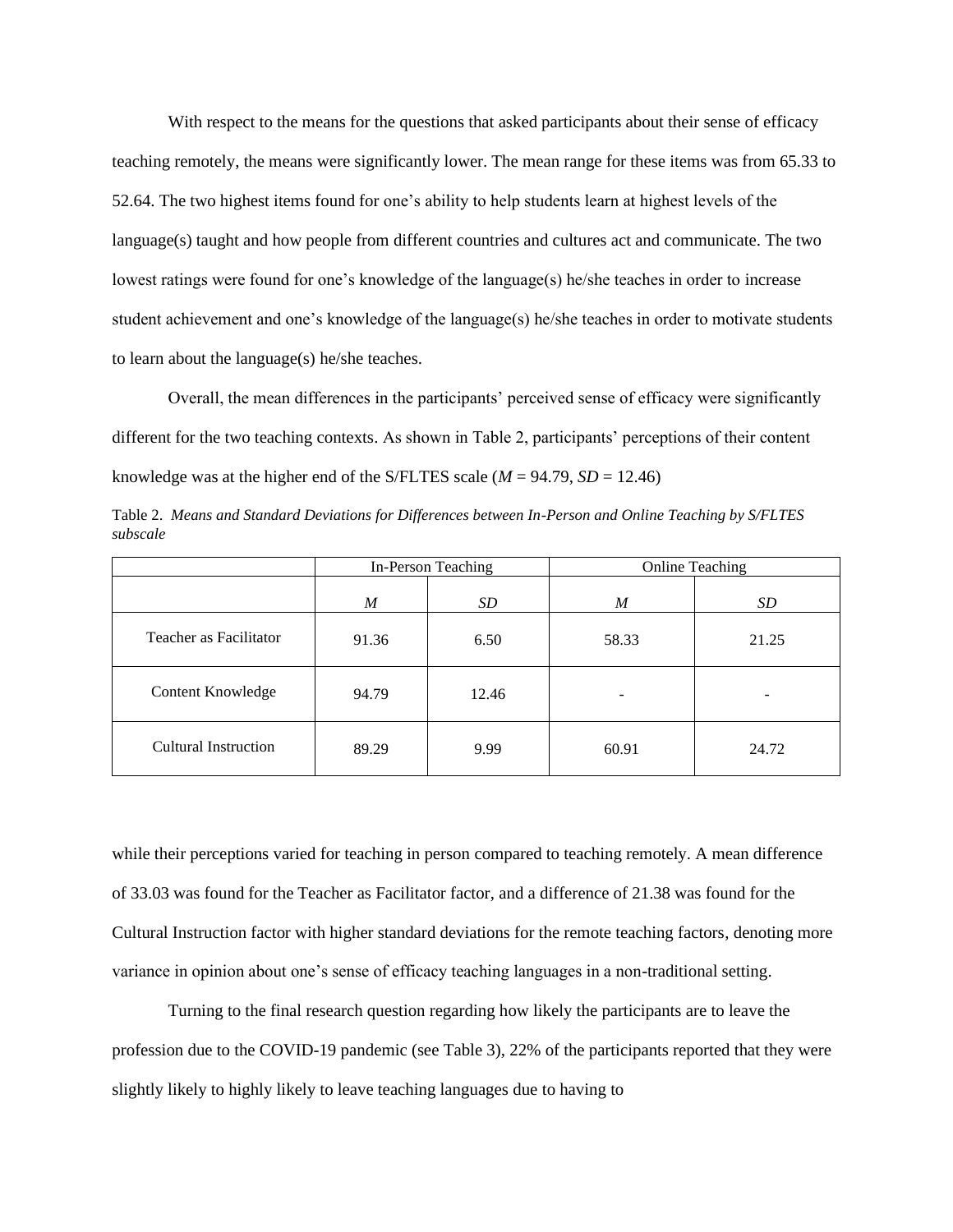With respect to the means for the questions that asked participants about their sense of efficacy teaching remotely, the means were significantly lower. The mean range for these items was from 65.33 to 52.64. The two highest items found for one's ability to help students learn at highest levels of the language(s) taught and how people from different countries and cultures act and communicate. The two lowest ratings were found for one's knowledge of the language(s) he/she teaches in order to increase student achievement and one's knowledge of the language(s) he/she teaches in order to motivate students to learn about the language(s) he/she teaches.

Overall, the mean differences in the participants' perceived sense of efficacy were significantly different for the two teaching contexts. As shown in Table 2, participants' perceptions of their content knowledge was at the higher end of the S/FLTES scale ($M$ = 94.79, $SD$ = 12.46)

Table 2. *Means and Standard Deviations for Differences between In-Person and Online Teaching by S/FLTES subscale*

| | In-Person Teaching | | Online Teaching | |
|---|---|---|---|---|
| | *M* | *SD* | *M* | *SD* |
| Teacher as Facilitator | 91.36 | 6.50 | 58.33 | 21.25 |
| Content Knowledge | 94.79 | 12.46 | - | - |
| Cultural Instruction | 89.29 | 9.99 | 60.91 | 24.72 |

while their perceptions varied for teaching in person compared to teaching remotely. A mean difference of 33.03 was found for the Teacher as Facilitator factor, and a difference of 21.38 was found for the Cultural Instruction factor with higher standard deviations for the remote teaching factors, denoting more variance in opinion about one's sense of efficacy teaching languages in a non-traditional setting.

Turning to the final research question regarding how likely the participants are to leave the profession due to the COVID-19 pandemic (see Table 3), 22% of the participants reported that they were slightly likely to highly likely to leave teaching languages due to having to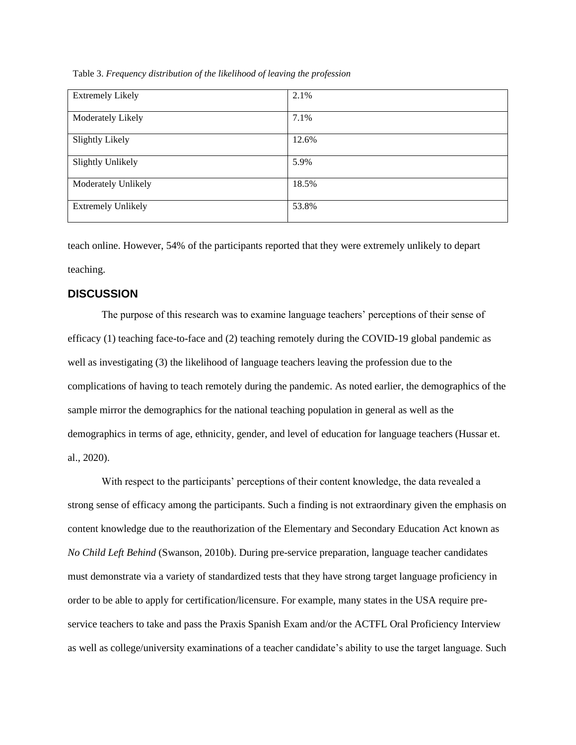Table 3. *Frequency distribution of the likelihood of leaving the profession*

| | |
|---|---|
| Extremely Likely | 2.1% |
| Moderately Likely | 7.1% |
| Slightly Likely | 12.6% |
| Slightly Unlikely | 5.9% |
| Moderately Unlikely | 18.5% |
| Extremely Unlikely | 53.8% |

teach online. However, 54% of the participants reported that they were extremely unlikely to depart teaching.

## DISCUSSION

The purpose of this research was to examine language teachers' perceptions of their sense of efficacy (1) teaching face-to-face and (2) teaching remotely during the COVID-19 global pandemic as well as investigating (3) the likelihood of language teachers leaving the profession due to the complications of having to teach remotely during the pandemic. As noted earlier, the demographics of the sample mirror the demographics for the national teaching population in general as well as the demographics in terms of age, ethnicity, gender, and level of education for language teachers (Hussar et. al., 2020).

With respect to the participants' perceptions of their content knowledge, the data revealed a strong sense of efficacy among the participants. Such a finding is not extraordinary given the emphasis on content knowledge due to the reauthorization of the Elementary and Secondary Education Act known as *No Child Left Behind* (Swanson, 2010b). During pre-service preparation, language teacher candidates must demonstrate via a variety of standardized tests that they have strong target language proficiency in order to be able to apply for certification/licensure. For example, many states in the USA require pre-service teachers to take and pass the Praxis Spanish Exam and/or the ACTFL Oral Proficiency Interview as well as college/university examinations of a teacher candidate's ability to use the target language. Such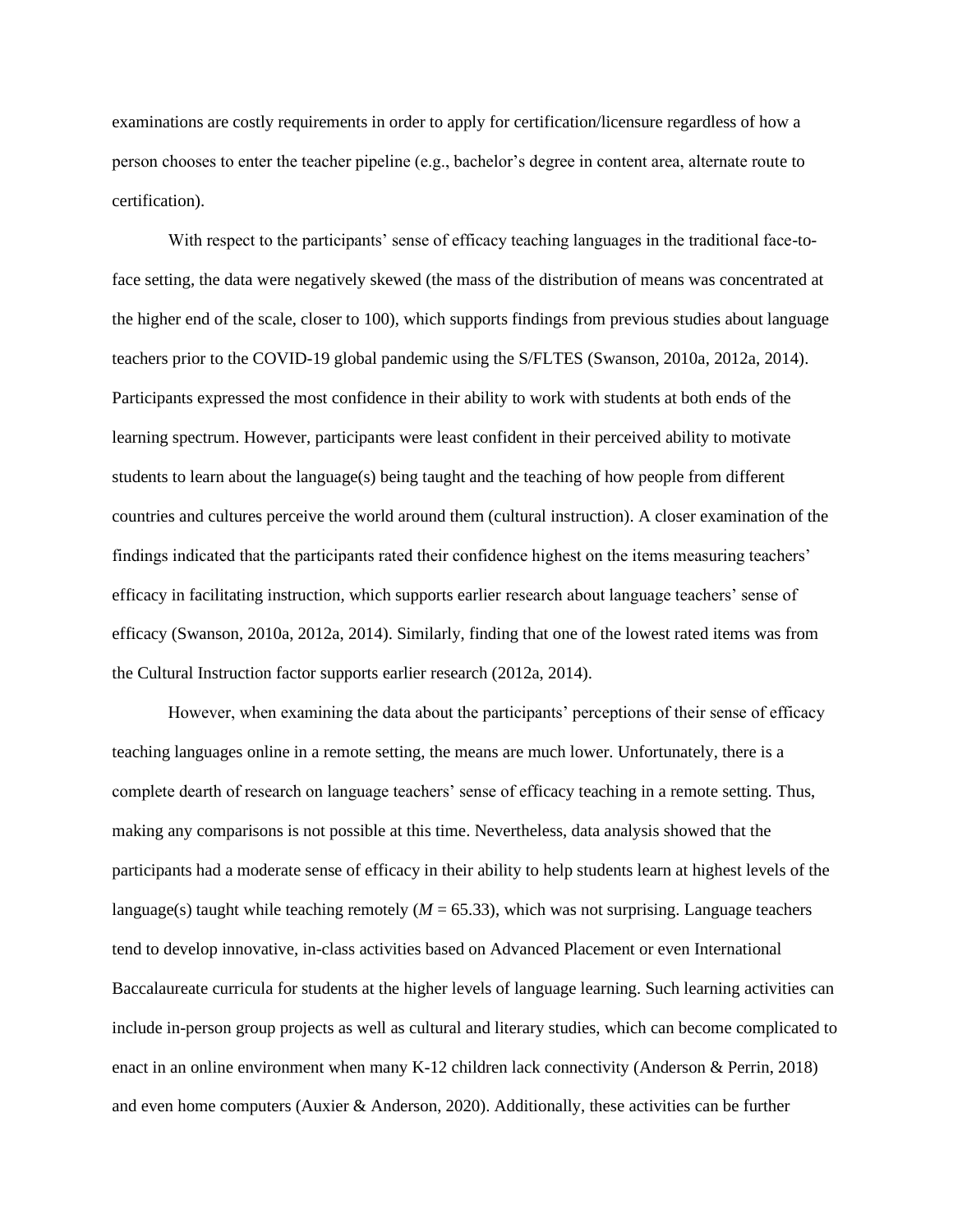examinations are costly requirements in order to apply for certification/licensure regardless of how a person chooses to enter the teacher pipeline (e.g., bachelor's degree in content area, alternate route to certification).

With respect to the participants' sense of efficacy teaching languages in the traditional face-to-face setting, the data were negatively skewed (the mass of the distribution of means was concentrated at the higher end of the scale, closer to 100), which supports findings from previous studies about language teachers prior to the COVID-19 global pandemic using the S/FLTES (Swanson, 2010a, 2012a, 2014). Participants expressed the most confidence in their ability to work with students at both ends of the learning spectrum. However, participants were least confident in their perceived ability to motivate students to learn about the language(s) being taught and the teaching of how people from different countries and cultures perceive the world around them (cultural instruction). A closer examination of the findings indicated that the participants rated their confidence highest on the items measuring teachers' efficacy in facilitating instruction, which supports earlier research about language teachers' sense of efficacy (Swanson, 2010a, 2012a, 2014). Similarly, finding that one of the lowest rated items was from the Cultural Instruction factor supports earlier research (2012a, 2014).

However, when examining the data about the participants' perceptions of their sense of efficacy teaching languages online in a remote setting, the means are much lower. Unfortunately, there is a complete dearth of research on language teachers' sense of efficacy teaching in a remote setting. Thus, making any comparisons is not possible at this time. Nevertheless, data analysis showed that the participants had a moderate sense of efficacy in their ability to help students learn at highest levels of the language(s) taught while teaching remotely ($M = 65.33$), which was not surprising. Language teachers tend to develop innovative, in-class activities based on Advanced Placement or even International Baccalaureate curricula for students at the higher levels of language learning. Such learning activities can include in-person group projects as well as cultural and literary studies, which can become complicated to enact in an online environment when many K-12 children lack connectivity (Anderson & Perrin, 2018) and even home computers (Auxier & Anderson, 2020). Additionally, these activities can be further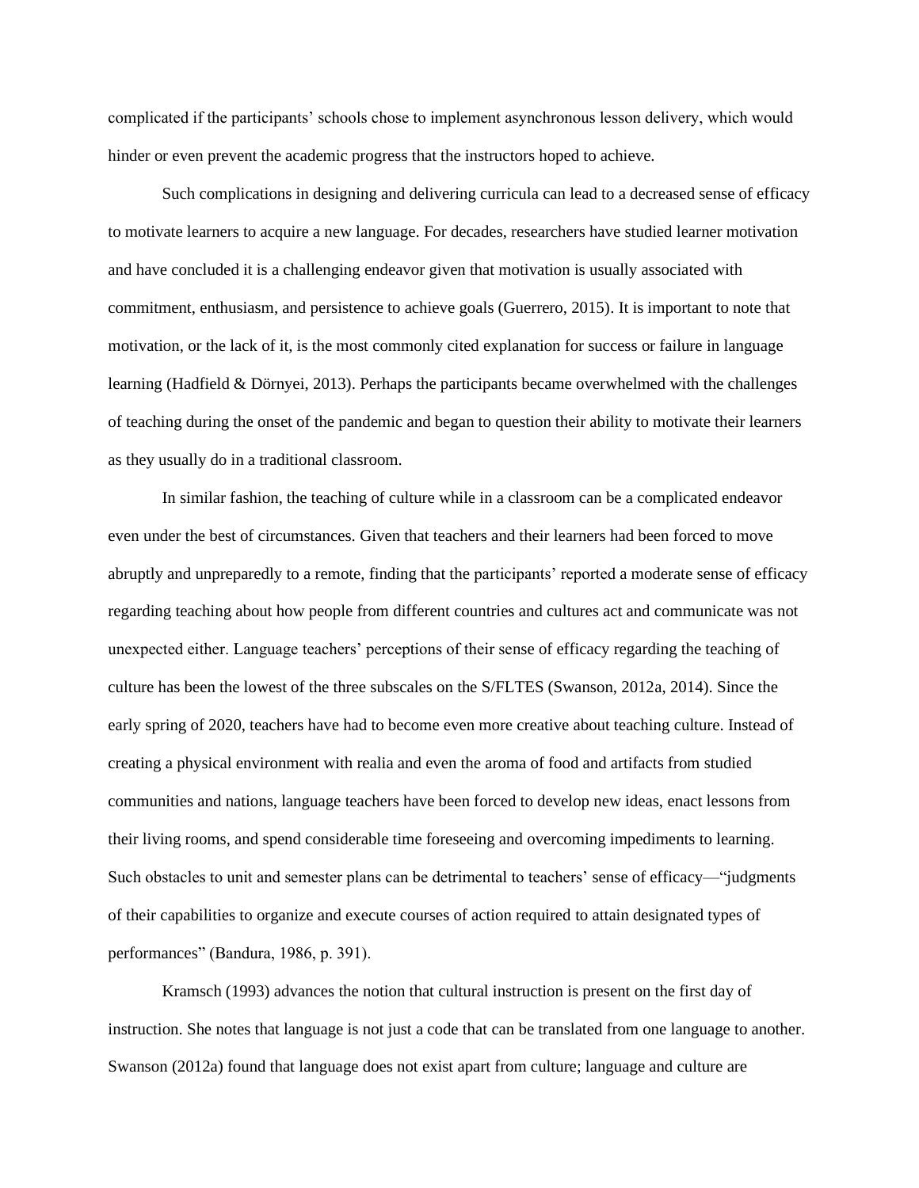complicated if the participants' schools chose to implement asynchronous lesson delivery, which would hinder or even prevent the academic progress that the instructors hoped to achieve.

Such complications in designing and delivering curricula can lead to a decreased sense of efficacy to motivate learners to acquire a new language. For decades, researchers have studied learner motivation and have concluded it is a challenging endeavor given that motivation is usually associated with commitment, enthusiasm, and persistence to achieve goals (Guerrero, 2015). It is important to note that motivation, or the lack of it, is the most commonly cited explanation for success or failure in language learning (Hadfield & Dörnyei, 2013). Perhaps the participants became overwhelmed with the challenges of teaching during the onset of the pandemic and began to question their ability to motivate their learners as they usually do in a traditional classroom.

In similar fashion, the teaching of culture while in a classroom can be a complicated endeavor even under the best of circumstances. Given that teachers and their learners had been forced to move abruptly and unpreparedly to a remote, finding that the participants' reported a moderate sense of efficacy regarding teaching about how people from different countries and cultures act and communicate was not unexpected either. Language teachers' perceptions of their sense of efficacy regarding the teaching of culture has been the lowest of the three subscales on the S/FLTES (Swanson, 2012a, 2014). Since the early spring of 2020, teachers have had to become even more creative about teaching culture. Instead of creating a physical environment with realia and even the aroma of food and artifacts from studied communities and nations, language teachers have been forced to develop new ideas, enact lessons from their living rooms, and spend considerable time foreseeing and overcoming impediments to learning. Such obstacles to unit and semester plans can be detrimental to teachers' sense of efficacy—"judgments of their capabilities to organize and execute courses of action required to attain designated types of performances" (Bandura, 1986, p. 391).

Kramsch (1993) advances the notion that cultural instruction is present on the first day of instruction. She notes that language is not just a code that can be translated from one language to another. Swanson (2012a) found that language does not exist apart from culture; language and culture are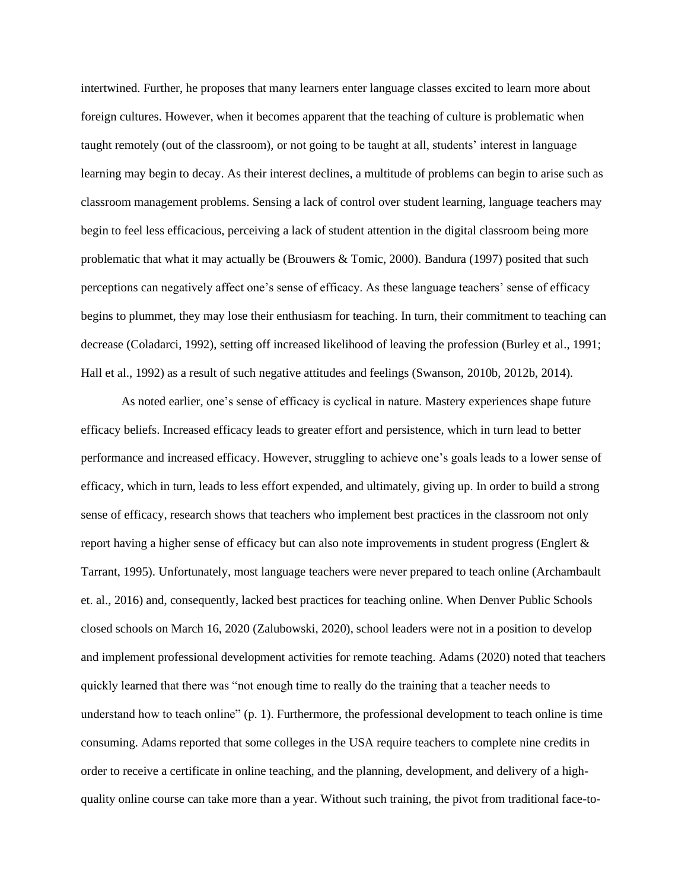intertwined. Further, he proposes that many learners enter language classes excited to learn more about foreign cultures. However, when it becomes apparent that the teaching of culture is problematic when taught remotely (out of the classroom), or not going to be taught at all, students' interest in language learning may begin to decay. As their interest declines, a multitude of problems can begin to arise such as classroom management problems. Sensing a lack of control over student learning, language teachers may begin to feel less efficacious, perceiving a lack of student attention in the digital classroom being more problematic that what it may actually be (Brouwers & Tomic, 2000). Bandura (1997) posited that such perceptions can negatively affect one's sense of efficacy. As these language teachers' sense of efficacy begins to plummet, they may lose their enthusiasm for teaching. In turn, their commitment to teaching can decrease (Coladarci, 1992), setting off increased likelihood of leaving the profession (Burley et al., 1991; Hall et al., 1992) as a result of such negative attitudes and feelings (Swanson, 2010b, 2012b, 2014).

As noted earlier, one's sense of efficacy is cyclical in nature. Mastery experiences shape future efficacy beliefs. Increased efficacy leads to greater effort and persistence, which in turn lead to better performance and increased efficacy. However, struggling to achieve one's goals leads to a lower sense of efficacy, which in turn, leads to less effort expended, and ultimately, giving up. In order to build a strong sense of efficacy, research shows that teachers who implement best practices in the classroom not only report having a higher sense of efficacy but can also note improvements in student progress (Englert & Tarrant, 1995). Unfortunately, most language teachers were never prepared to teach online (Archambault et. al., 2016) and, consequently, lacked best practices for teaching online. When Denver Public Schools closed schools on March 16, 2020 (Zalubowski, 2020), school leaders were not in a position to develop and implement professional development activities for remote teaching. Adams (2020) noted that teachers quickly learned that there was "not enough time to really do the training that a teacher needs to understand how to teach online" (p. 1). Furthermore, the professional development to teach online is time consuming. Adams reported that some colleges in the USA require teachers to complete nine credits in order to receive a certificate in online teaching, and the planning, development, and delivery of a high-quality online course can take more than a year. Without such training, the pivot from traditional face-to-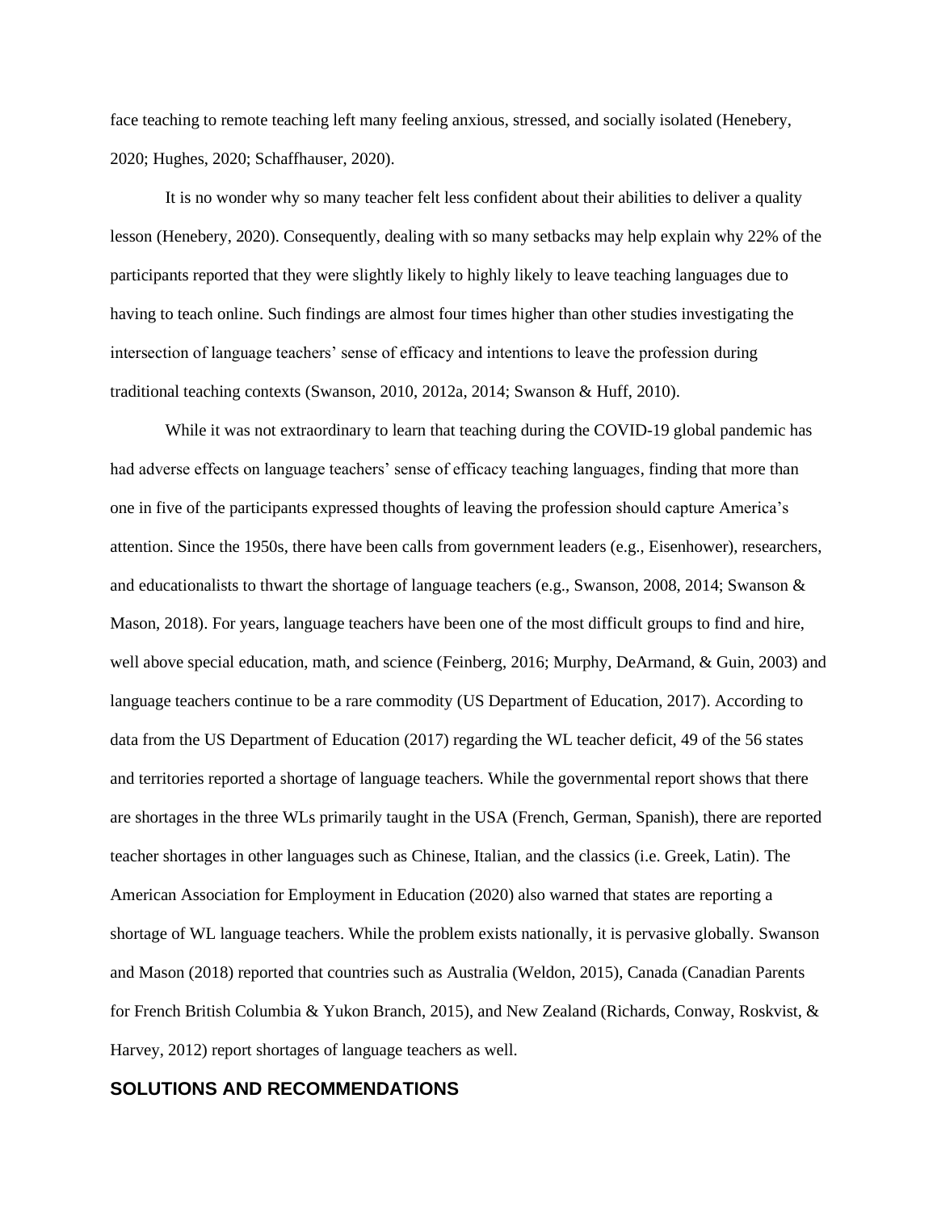face teaching to remote teaching left many feeling anxious, stressed, and socially isolated (Henebery, 2020; Hughes, 2020; Schaffhauser, 2020).

It is no wonder why so many teacher felt less confident about their abilities to deliver a quality lesson (Henebery, 2020). Consequently, dealing with so many setbacks may help explain why 22% of the participants reported that they were slightly likely to highly likely to leave teaching languages due to having to teach online. Such findings are almost four times higher than other studies investigating the intersection of language teachers' sense of efficacy and intentions to leave the profession during traditional teaching contexts (Swanson, 2010, 2012a, 2014; Swanson & Huff, 2010).

While it was not extraordinary to learn that teaching during the COVID-19 global pandemic has had adverse effects on language teachers' sense of efficacy teaching languages, finding that more than one in five of the participants expressed thoughts of leaving the profession should capture America's attention. Since the 1950s, there have been calls from government leaders (e.g., Eisenhower), researchers, and educationalists to thwart the shortage of language teachers (e.g., Swanson, 2008, 2014; Swanson & Mason, 2018). For years, language teachers have been one of the most difficult groups to find and hire, well above special education, math, and science (Feinberg, 2016; Murphy, DeArmand, & Guin, 2003) and language teachers continue to be a rare commodity (US Department of Education, 2017). According to data from the US Department of Education (2017) regarding the WL teacher deficit, 49 of the 56 states and territories reported a shortage of language teachers. While the governmental report shows that there are shortages in the three WLs primarily taught in the USA (French, German, Spanish), there are reported teacher shortages in other languages such as Chinese, Italian, and the classics (i.e. Greek, Latin). The American Association for Employment in Education (2020) also warned that states are reporting a shortage of WL language teachers. While the problem exists nationally, it is pervasive globally. Swanson and Mason (2018) reported that countries such as Australia (Weldon, 2015), Canada (Canadian Parents for French British Columbia & Yukon Branch, 2015), and New Zealand (Richards, Conway, Roskvist, & Harvey, 2012) report shortages of language teachers as well.

## SOLUTIONS AND RECOMMENDATIONS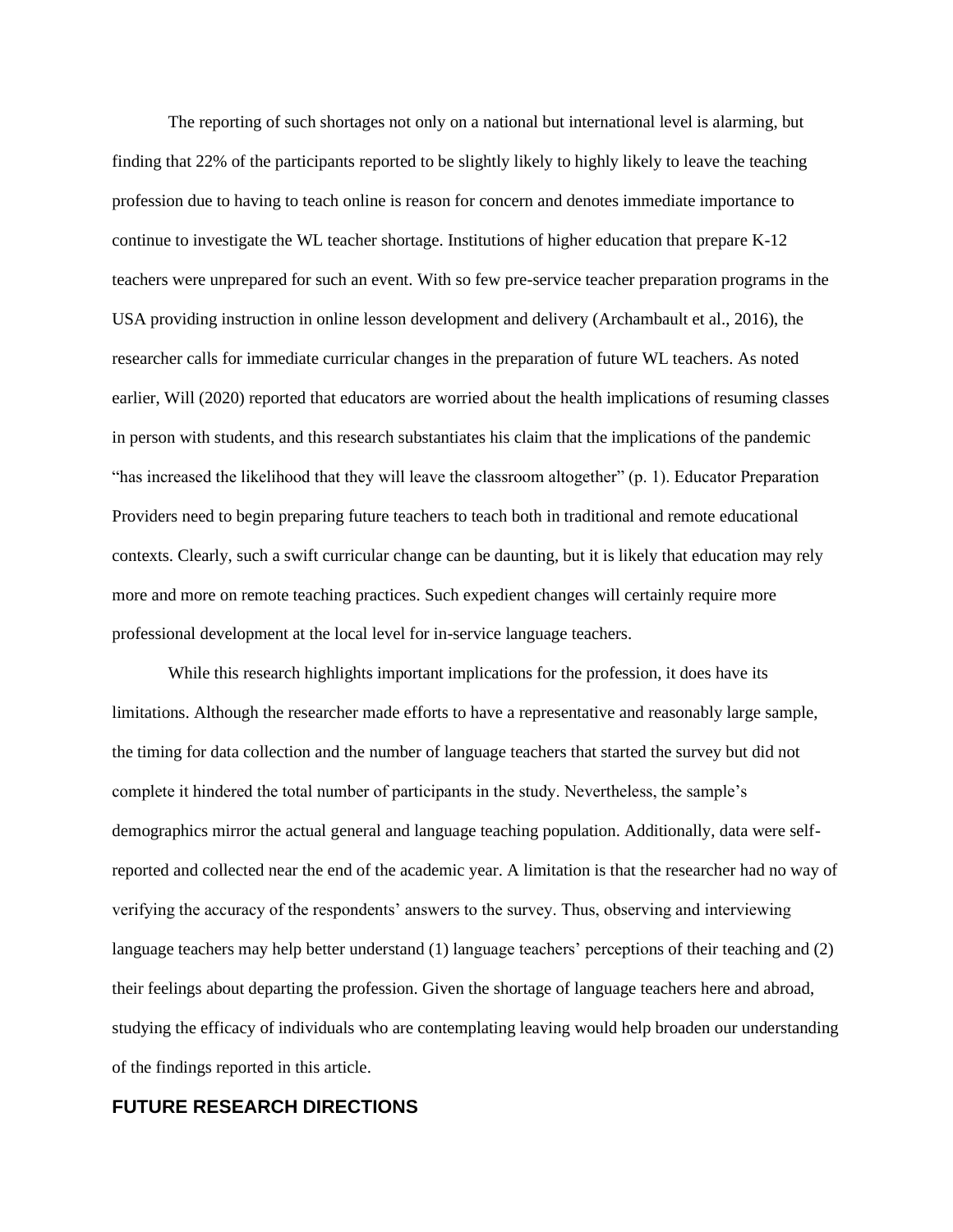The reporting of such shortages not only on a national but international level is alarming, but finding that 22% of the participants reported to be slightly likely to highly likely to leave the teaching profession due to having to teach online is reason for concern and denotes immediate importance to continue to investigate the WL teacher shortage. Institutions of higher education that prepare K-12 teachers were unprepared for such an event. With so few pre-service teacher preparation programs in the USA providing instruction in online lesson development and delivery (Archambault et al., 2016), the researcher calls for immediate curricular changes in the preparation of future WL teachers. As noted earlier, Will (2020) reported that educators are worried about the health implications of resuming classes in person with students, and this research substantiates his claim that the implications of the pandemic "has increased the likelihood that they will leave the classroom altogether" (p. 1). Educator Preparation Providers need to begin preparing future teachers to teach both in traditional and remote educational contexts. Clearly, such a swift curricular change can be daunting, but it is likely that education may rely more and more on remote teaching practices. Such expedient changes will certainly require more professional development at the local level for in-service language teachers.

While this research highlights important implications for the profession, it does have its limitations. Although the researcher made efforts to have a representative and reasonably large sample, the timing for data collection and the number of language teachers that started the survey but did not complete it hindered the total number of participants in the study. Nevertheless, the sample's demographics mirror the actual general and language teaching population. Additionally, data were self-reported and collected near the end of the academic year. A limitation is that the researcher had no way of verifying the accuracy of the respondents' answers to the survey. Thus, observing and interviewing language teachers may help better understand (1) language teachers' perceptions of their teaching and (2) their feelings about departing the profession. Given the shortage of language teachers here and abroad, studying the efficacy of individuals who are contemplating leaving would help broaden our understanding of the findings reported in this article.

## FUTURE RESEARCH DIRECTIONS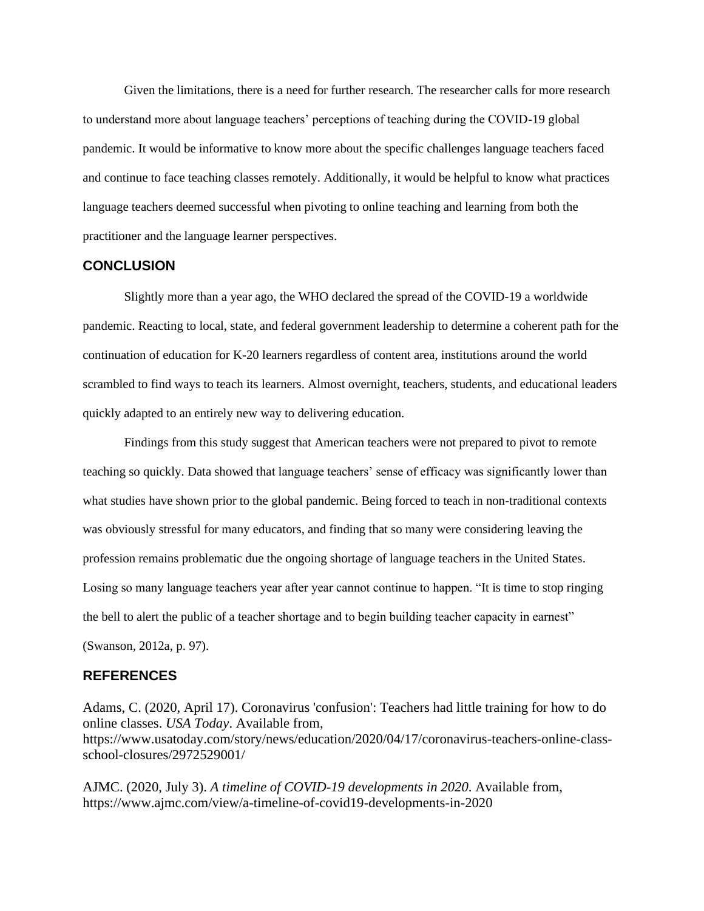Given the limitations, there is a need for further research. The researcher calls for more research to understand more about language teachers' perceptions of teaching during the COVID-19 global pandemic. It would be informative to know more about the specific challenges language teachers faced and continue to face teaching classes remotely. Additionally, it would be helpful to know what practices language teachers deemed successful when pivoting to online teaching and learning from both the practitioner and the language learner perspectives.

## CONCLUSION

Slightly more than a year ago, the WHO declared the spread of the COVID-19 a worldwide pandemic. Reacting to local, state, and federal government leadership to determine a coherent path for the continuation of education for K-20 learners regardless of content area, institutions around the world scrambled to find ways to teach its learners. Almost overnight, teachers, students, and educational leaders quickly adapted to an entirely new way to delivering education.

Findings from this study suggest that American teachers were not prepared to pivot to remote teaching so quickly. Data showed that language teachers' sense of efficacy was significantly lower than what studies have shown prior to the global pandemic. Being forced to teach in non-traditional contexts was obviously stressful for many educators, and finding that so many were considering leaving the profession remains problematic due the ongoing shortage of language teachers in the United States. Losing so many language teachers year after year cannot continue to happen. "It is time to stop ringing the bell to alert the public of a teacher shortage and to begin building teacher capacity in earnest" (Swanson, 2012a, p. 97).

## REFERENCES

Adams, C. (2020, April 17). Coronavirus 'confusion': Teachers had little training for how to do online classes. *USA Today*. Available from, https://www.usatoday.com/story/news/education/2020/04/17/coronavirus-teachers-online-class-school-closures/2972529001/

AJMC. (2020, July 3). *A timeline of COVID-19 developments in 2020.* Available from, https://www.ajmc.com/view/a-timeline-of-covid19-developments-in-2020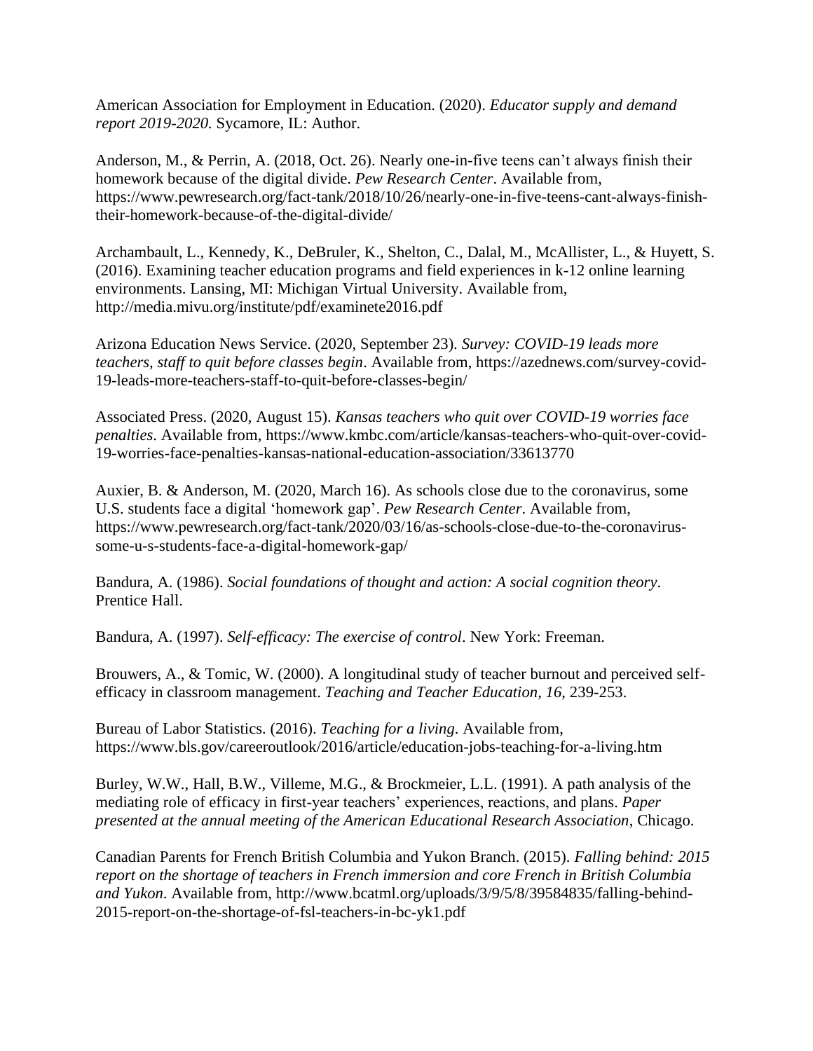American Association for Employment in Education. (2020). *Educator supply and demand report 2019-2020.* Sycamore, IL: Author.

Anderson, M., & Perrin, A. (2018, Oct. 26). Nearly one-in-five teens can't always finish their homework because of the digital divide. *Pew Research Center*. Available from, https://www.pewresearch.org/fact-tank/2018/10/26/nearly-one-in-five-teens-cant-always-finish-their-homework-because-of-the-digital-divide/

Archambault, L., Kennedy, K., DeBruler, K., Shelton, C., Dalal, M., McAllister, L., & Huyett, S. (2016). Examining teacher education programs and field experiences in k-12 online learning environments. Lansing, MI: Michigan Virtual University. Available from, http://media.mivu.org/institute/pdf/examinete2016.pdf

Arizona Education News Service. (2020, September 23). *Survey: COVID-19 leads more teachers, staff to quit before classes begin*. Available from, https://azednews.com/survey-covid-19-leads-more-teachers-staff-to-quit-before-classes-begin/

Associated Press. (2020, August 15). *Kansas teachers who quit over COVID-19 worries face penalties*. Available from, https://www.kmbc.com/article/kansas-teachers-who-quit-over-covid-19-worries-face-penalties-kansas-national-education-association/33613770

Auxier, B. & Anderson, M. (2020, March 16). As schools close due to the coronavirus, some U.S. students face a digital 'homework gap'. *Pew Research Center.* Available from, https://www.pewresearch.org/fact-tank/2020/03/16/as-schools-close-due-to-the-coronavirus-some-u-s-students-face-a-digital-homework-gap/

Bandura, A. (1986). *Social foundations of thought and action: A social cognition theory*. Prentice Hall.

Bandura, A. (1997). *Self-efficacy: The exercise of control*. New York: Freeman.

Brouwers, A., & Tomic, W. (2000). A longitudinal study of teacher burnout and perceived self-efficacy in classroom management. *Teaching and Teacher Education*, *16*, 239-253.

Bureau of Labor Statistics. (2016). *Teaching for a living*. Available from, https://www.bls.gov/careeroutlook/2016/article/education-jobs-teaching-for-a-living.htm

Burley, W.W., Hall, B.W., Villeme, M.G., & Brockmeier, L.L. (1991). A path analysis of the mediating role of efficacy in first-year teachers' experiences, reactions, and plans. *Paper presented at the annual meeting of the American Educational Research Association*, Chicago.

Canadian Parents for French British Columbia and Yukon Branch. (2015). *Falling behind: 2015 report on the shortage of teachers in French immersion and core French in British Columbia and Yukon*. Available from, http://www.bcatml.org/uploads/3/9/5/8/39584835/falling-behind-2015-report-on-the-shortage-of-fsl-teachers-in-bc-yk1.pdf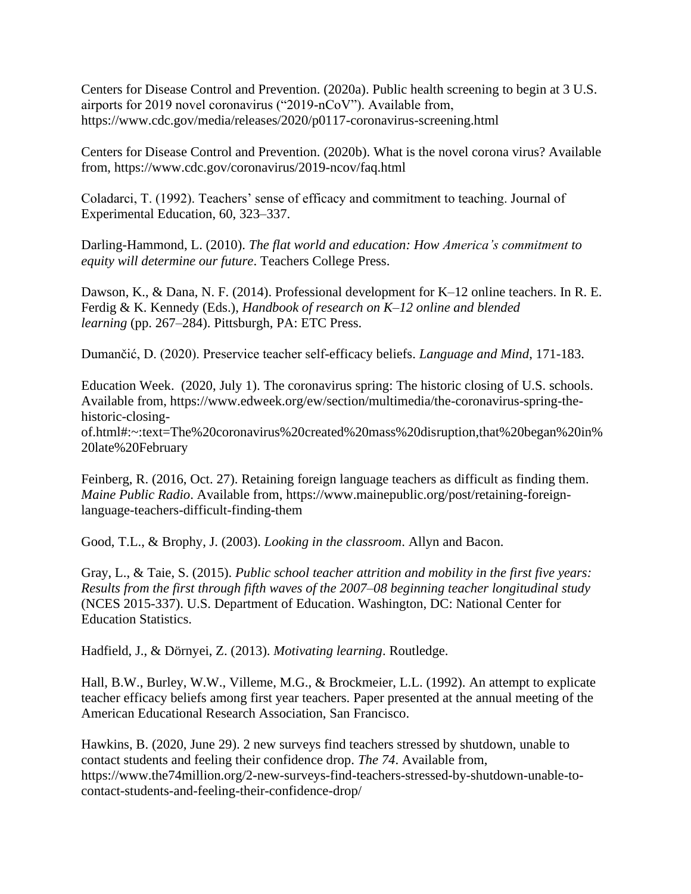Centers for Disease Control and Prevention. (2020a). Public health screening to begin at 3 U.S. airports for 2019 novel coronavirus ("2019-nCoV"). Available from, https://www.cdc.gov/media/releases/2020/p0117-coronavirus-screening.html

Centers for Disease Control and Prevention. (2020b). What is the novel corona virus? Available from, https://www.cdc.gov/coronavirus/2019-ncov/faq.html

Coladarci, T. (1992). Teachers' sense of efficacy and commitment to teaching. Journal of Experimental Education, 60, 323–337.

Darling-Hammond, L. (2010). *The flat world and education: How America's commitment to equity will determine our future*. Teachers College Press.

Dawson, K., & Dana, N. F. (2014). Professional development for K–12 online teachers. In R. E. Ferdig & K. Kennedy (Eds.), *Handbook of research on K–12 online and blended learning* (pp. 267–284). Pittsburgh, PA: ETC Press.

Dumančić, D. (2020). Preservice teacher self-efficacy beliefs. *Language and Mind*, 171-183.

Education Week. (2020, July 1). The coronavirus spring: The historic closing of U.S. schools. Available from, https://www.edweek.org/ew/section/multimedia/the-coronavirus-spring-the-historic-closing-of.html#:~:text=The%20coronavirus%20created%20mass%20disruption,that%20began%20in%20late%20February

Feinberg, R. (2016, Oct. 27). Retaining foreign language teachers as difficult as finding them. *Maine Public Radio*. Available from, https://www.mainepublic.org/post/retaining-foreign-language-teachers-difficult-finding-them

Good, T.L., & Brophy, J. (2003). *Looking in the classroom*. Allyn and Bacon.

Gray, L., & Taie, S. (2015). *Public school teacher attrition and mobility in the first five years: Results from the first through fifth waves of the 2007–08 beginning teacher longitudinal study* (NCES 2015-337). U.S. Department of Education. Washington, DC: National Center for Education Statistics.

Hadfield, J., & Dörnyei, Z. (2013). *Motivating learning*. Routledge.

Hall, B.W., Burley, W.W., Villeme, M.G., & Brockmeier, L.L. (1992). An attempt to explicate teacher efficacy beliefs among first year teachers. Paper presented at the annual meeting of the American Educational Research Association, San Francisco.

Hawkins, B. (2020, June 29). 2 new surveys find teachers stressed by shutdown, unable to contact students and feeling their confidence drop. *The 74*. Available from, https://www.the74million.org/2-new-surveys-find-teachers-stressed-by-shutdown-unable-to-contact-students-and-feeling-their-confidence-drop/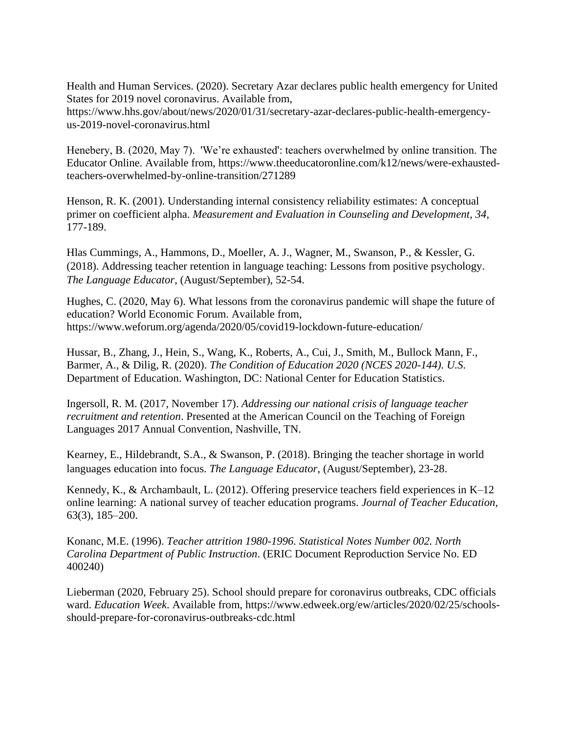Health and Human Services. (2020). Secretary Azar declares public health emergency for United States for 2019 novel coronavirus. Available from, https://www.hhs.gov/about/news/2020/01/31/secretary-azar-declares-public-health-emergency-us-2019-novel-coronavirus.html

Henebery, B. (2020, May 7). 'We're exhausted': teachers overwhelmed by online transition. The Educator Online. Available from, https://www.theeducatoronline.com/k12/news/were-exhausted-teachers-overwhelmed-by-online-transition/271289

Henson, R. K. (2001). Understanding internal consistency reliability estimates: A conceptual primer on coefficient alpha. *Measurement and Evaluation in Counseling and Development, 34*, 177-189.

Hlas Cummings, A., Hammons, D., Moeller, A. J., Wagner, M., Swanson, P., & Kessler, G. (2018). Addressing teacher retention in language teaching: Lessons from positive psychology. *The Language Educator*, (August/September), 52-54.

Hughes, C. (2020, May 6). What lessons from the coronavirus pandemic will shape the future of education? World Economic Forum. Available from, https://www.weforum.org/agenda/2020/05/covid19-lockdown-future-education/

Hussar, B., Zhang, J., Hein, S., Wang, K., Roberts, A., Cui, J., Smith, M., Bullock Mann, F., Barmer, A., & Dilig, R. (2020). *The Condition of Education 2020 (NCES 2020-144). U.S.* Department of Education. Washington, DC: National Center for Education Statistics.

Ingersoll, R. M. (2017, November 17). *Addressing our national crisis of language teacher recruitment and retention*. Presented at the American Council on the Teaching of Foreign Languages 2017 Annual Convention, Nashville, TN.

Kearney, E., Hildebrandt, S.A., & Swanson, P. (2018). Bringing the teacher shortage in world languages education into focus. *The Language Educator*, (August/September), 23-28.

Kennedy, K., & Archambault, L. (2012). Offering preservice teachers field experiences in K–12 online learning: A national survey of teacher education programs. *Journal of Teacher Education*, 63(3), 185–200.

Konanc, M.E. (1996). *Teacher attrition 1980-1996. Statistical Notes Number 002. North Carolina Department of Public Instruction*. (ERIC Document Reproduction Service No. ED 400240)

Lieberman (2020, February 25). School should prepare for coronavirus outbreaks, CDC officials ward. *Education Week*. Available from, https://www.edweek.org/ew/articles/2020/02/25/schools-should-prepare-for-coronavirus-outbreaks-cdc.html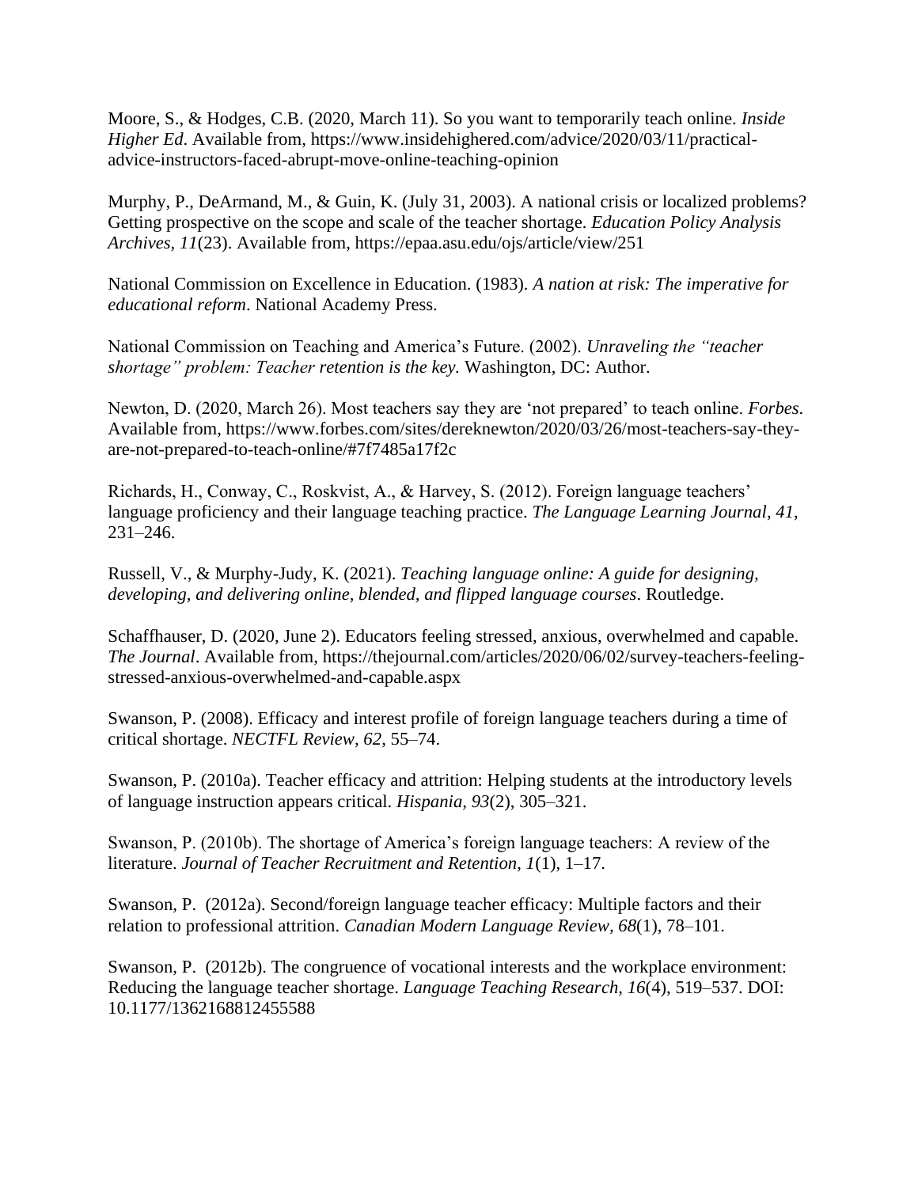Moore, S., & Hodges, C.B. (2020, March 11). So you want to temporarily teach online. *Inside Higher Ed*. Available from, https://www.insidehighered.com/advice/2020/03/11/practical-advice-instructors-faced-abrupt-move-online-teaching-opinion

Murphy, P., DeArmand, M., & Guin, K. (July 31, 2003). A national crisis or localized problems? Getting prospective on the scope and scale of the teacher shortage. *Education Policy Analysis Archives, 11*(23). Available from, https://epaa.asu.edu/ojs/article/view/251

National Commission on Excellence in Education. (1983). *A nation at risk: The imperative for educational reform*. National Academy Press.

National Commission on Teaching and America's Future. (2002). *Unraveling the "teacher shortage" problem: Teacher retention is the key.* Washington, DC: Author.

Newton, D. (2020, March 26). Most teachers say they are 'not prepared' to teach online. *Forbes*. Available from, https://www.forbes.com/sites/dereknewton/2020/03/26/most-teachers-say-they-are-not-prepared-to-teach-online/#7f7485a17f2c

Richards, H., Conway, C., Roskvist, A., & Harvey, S. (2012). Foreign language teachers' language proficiency and their language teaching practice. *The Language Learning Journal*, *41*, 231–246.

Russell, V., & Murphy-Judy, K. (2021). *Teaching language online: A guide for designing, developing, and delivering online, blended, and flipped language courses*. Routledge.

Schaffhauser, D. (2020, June 2). Educators feeling stressed, anxious, overwhelmed and capable. *The Journal*. Available from, https://thejournal.com/articles/2020/06/02/survey-teachers-feeling-stressed-anxious-overwhelmed-and-capable.aspx

Swanson, P. (2008). Efficacy and interest profile of foreign language teachers during a time of critical shortage. *NECTFL Review, 62*, 55–74.

Swanson, P. (2010a). Teacher efficacy and attrition: Helping students at the introductory levels of language instruction appears critical. *Hispania*, *93*(2), 305–321.

Swanson, P. (2010b). The shortage of America's foreign language teachers: A review of the literature. *Journal of Teacher Recruitment and Retention, 1*(1), 1–17.

Swanson, P. (2012a). Second/foreign language teacher efficacy: Multiple factors and their relation to professional attrition. *Canadian Modern Language Review, 68*(1), 78–101.

Swanson, P. (2012b). The congruence of vocational interests and the workplace environment: Reducing the language teacher shortage. *Language Teaching Research, 16*(4), 519–537. DOI: 10.1177/1362168812455588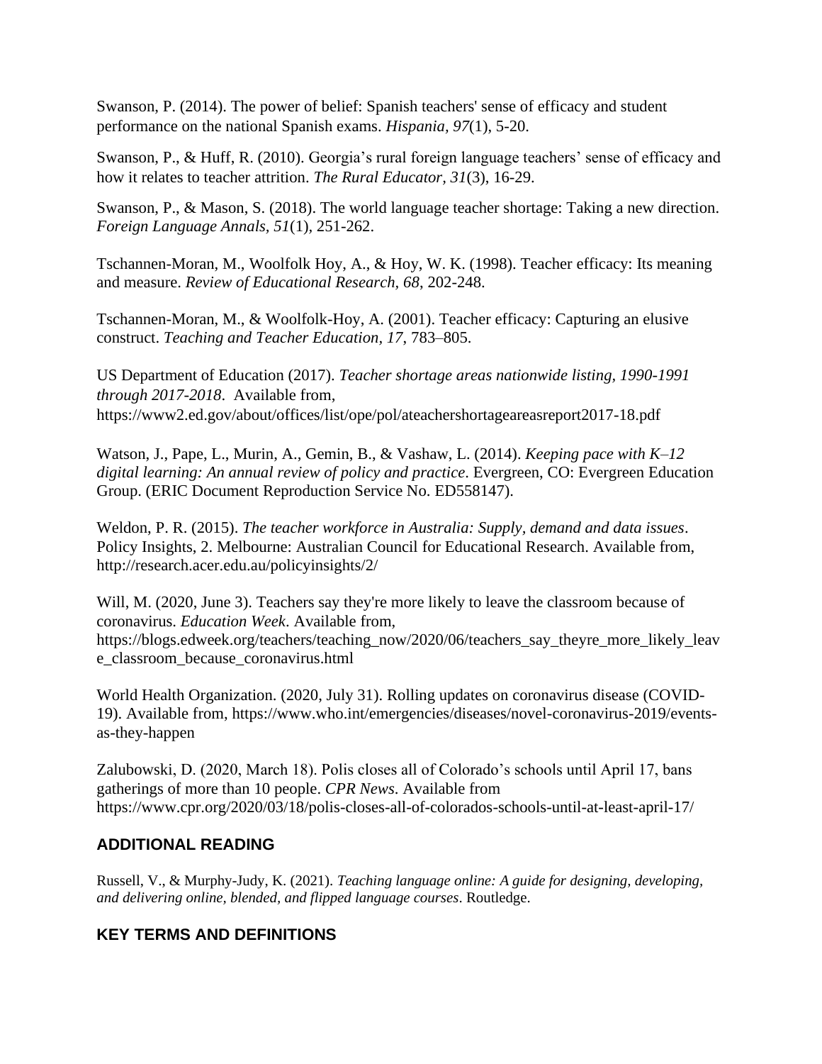Swanson, P. (2014). The power of belief: Spanish teachers' sense of efficacy and student performance on the national Spanish exams. *Hispania, 97*(1), 5-20.

Swanson, P., & Huff, R. (2010). Georgia's rural foreign language teachers' sense of efficacy and how it relates to teacher attrition. *The Rural Educator, 31*(3), 16-29.

Swanson, P., & Mason, S. (2018). The world language teacher shortage: Taking a new direction. *Foreign Language Annals, 51*(1), 251-262.

Tschannen-Moran, M., Woolfolk Hoy, A., & Hoy, W. K. (1998). Teacher efficacy: Its meaning and measure. *Review of Educational Research, 68*, 202-248.

Tschannen-Moran, M., & Woolfolk-Hoy, A. (2001). Teacher efficacy: Capturing an elusive construct. *Teaching and Teacher Education, 17*, 783–805.

US Department of Education (2017). *Teacher shortage areas nationwide listing, 1990-1991 through 2017-2018*. Available from, https://www2.ed.gov/about/offices/list/ope/pol/ateachershortageareasreport2017-18.pdf

Watson, J., Pape, L., Murin, A., Gemin, B., & Vashaw, L. (2014). *Keeping pace with K–12 digital learning: An annual review of policy and practice*. Evergreen, CO: Evergreen Education Group. (ERIC Document Reproduction Service No. ED558147).

Weldon, P. R. (2015). *The teacher workforce in Australia: Supply, demand and data issues*. Policy Insights, 2. Melbourne: Australian Council for Educational Research. Available from, http://research.acer.edu.au/policyinsights/2/

Will, M. (2020, June 3). Teachers say they're more likely to leave the classroom because of coronavirus. *Education Week*. Available from, https://blogs.edweek.org/teachers/teaching_now/2020/06/teachers_say_theyre_more_likely_leave_classroom_because_coronavirus.html

World Health Organization. (2020, July 31). Rolling updates on coronavirus disease (COVID-19). Available from, https://www.who.int/emergencies/diseases/novel-coronavirus-2019/events-as-they-happen

Zalubowski, D. (2020, March 18). Polis closes all of Colorado's schools until April 17, bans gatherings of more than 10 people. *CPR News*. Available from https://www.cpr.org/2020/03/18/polis-closes-all-of-colorados-schools-until-at-least-april-17/

## ADDITIONAL READING

Russell, V., & Murphy-Judy, K. (2021). *Teaching language online: A guide for designing, developing, and delivering online, blended, and flipped language courses*. Routledge.

## KEY TERMS AND DEFINITIONS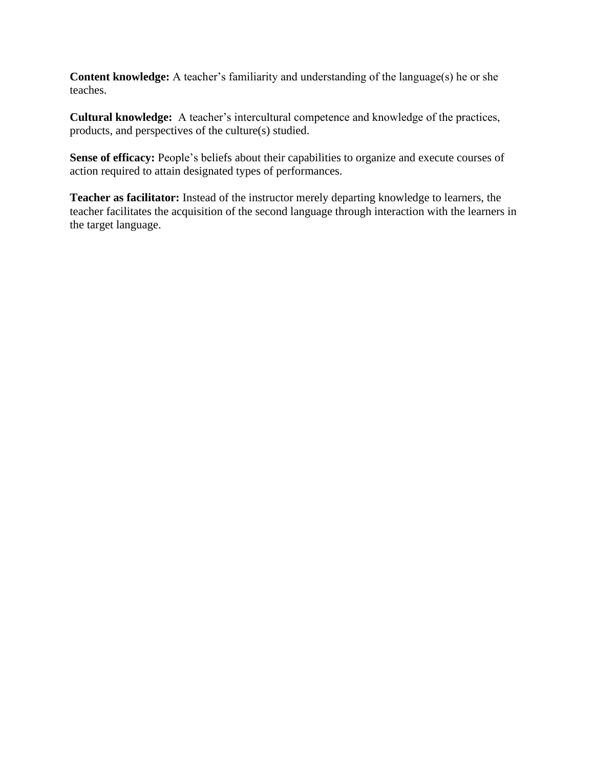**Content knowledge:** A teacher's familiarity and understanding of the language(s) he or she teaches.

**Cultural knowledge:** A teacher's intercultural competence and knowledge of the practices, products, and perspectives of the culture(s) studied.

**Sense of efficacy:** People's beliefs about their capabilities to organize and execute courses of action required to attain designated types of performances.

**Teacher as facilitator:** Instead of the instructor merely departing knowledge to learners, the teacher facilitates the acquisition of the second language through interaction with the learners in the target language.